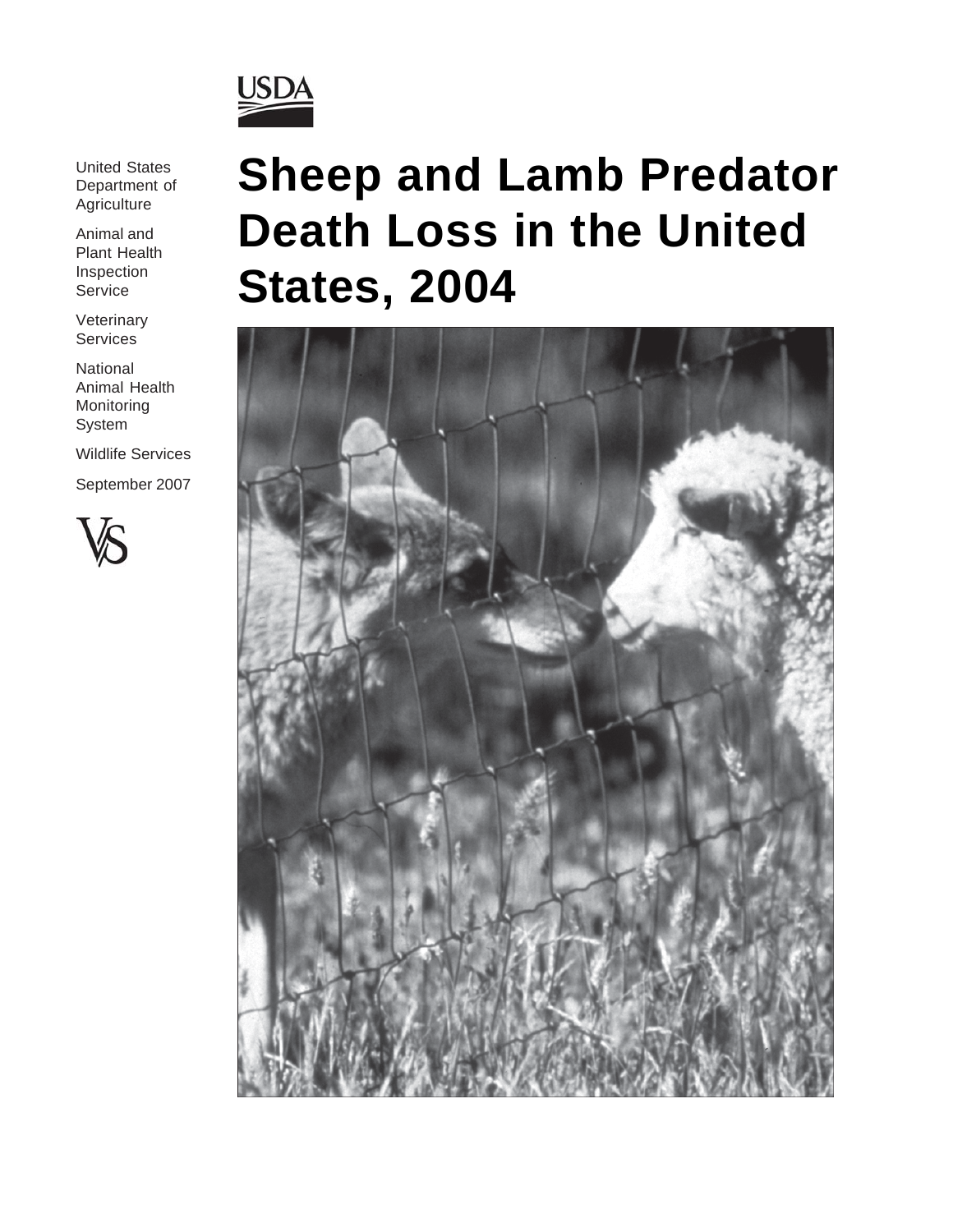USDA

United States Department of Agriculture

Animal and Plant Health Inspection Service

Veterinary Services

National Animal Health Monitoring System

Wildlife Services

September 2007

# Sheep and Lamb Predator Death Loss in the United States, 2004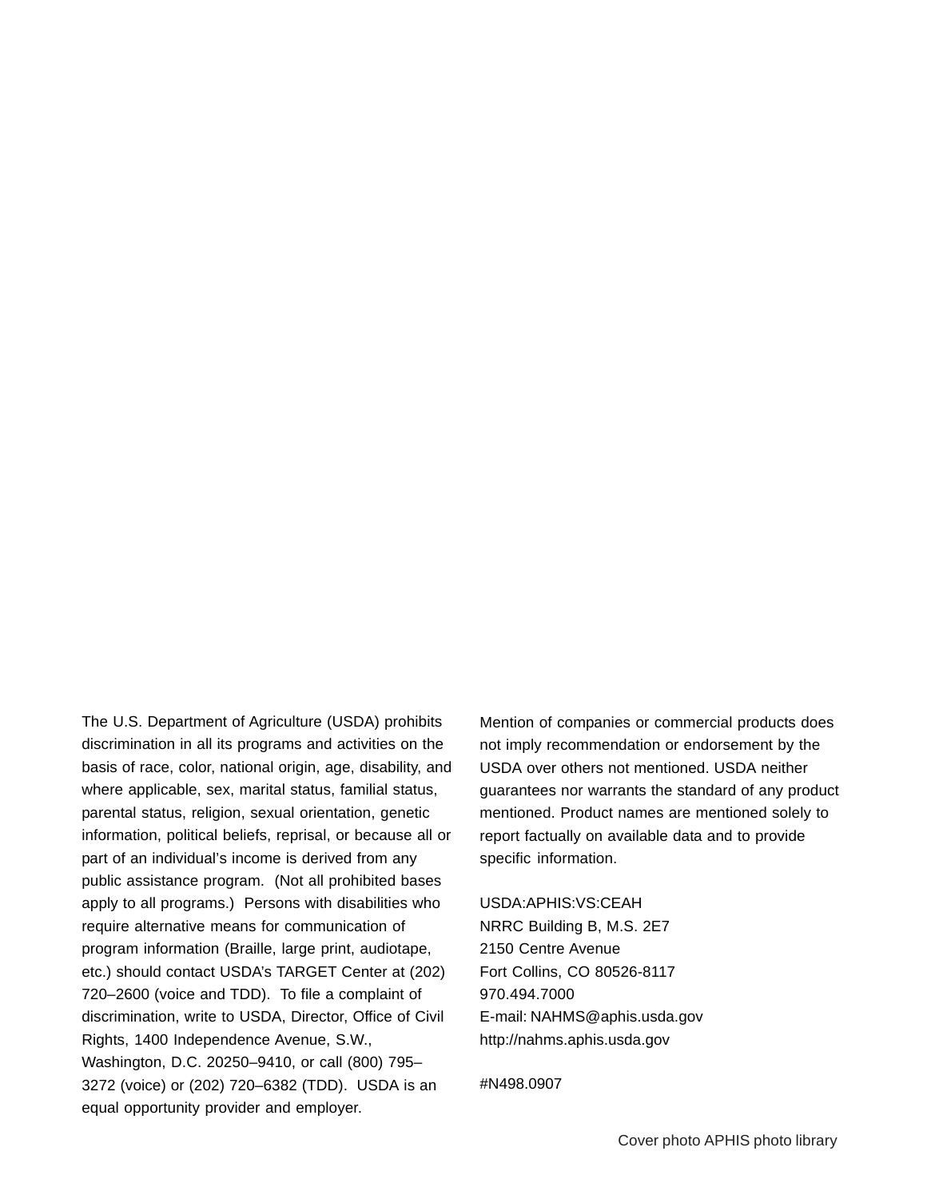The U.S. Department of Agriculture (USDA) prohibits discrimination in all its programs and activities on the basis of race, color, national origin, age, disability, and where applicable, sex, marital status, familial status, parental status, religion, sexual orientation, genetic information, political beliefs, reprisal, or because all or part of an individual's income is derived from any public assistance program. (Not all prohibited bases apply to all programs.) Persons with disabilities who require alternative means for communication of program information (Braille, large print, audiotape, etc.) should contact USDA's TARGET Center at (202) 720–2600 (voice and TDD). To file a complaint of discrimination, write to USDA, Director, Office of Civil Rights, 1400 Independence Avenue, S.W., Washington, D.C. 20250–9410, or call (800) 795–3272 (voice) or (202) 720–6382 (TDD). USDA is an equal opportunity provider and employer.

Mention of companies or commercial products does not imply recommendation or endorsement by the USDA over others not mentioned. USDA neither guarantees nor warrants the standard of any product mentioned. Product names are mentioned solely to report factually on available data and to provide specific information.

USDA:APHIS:VS:CEAH  
NRRC Building B, M.S. 2E7  
2150 Centre Avenue  
Fort Collins, CO 80526-8117  
970.494.7000  
E-mail: NAHMS@aphis.usda.gov  
http://nahms.aphis.usda.gov

#N498.0907

Cover photo APHIS photo library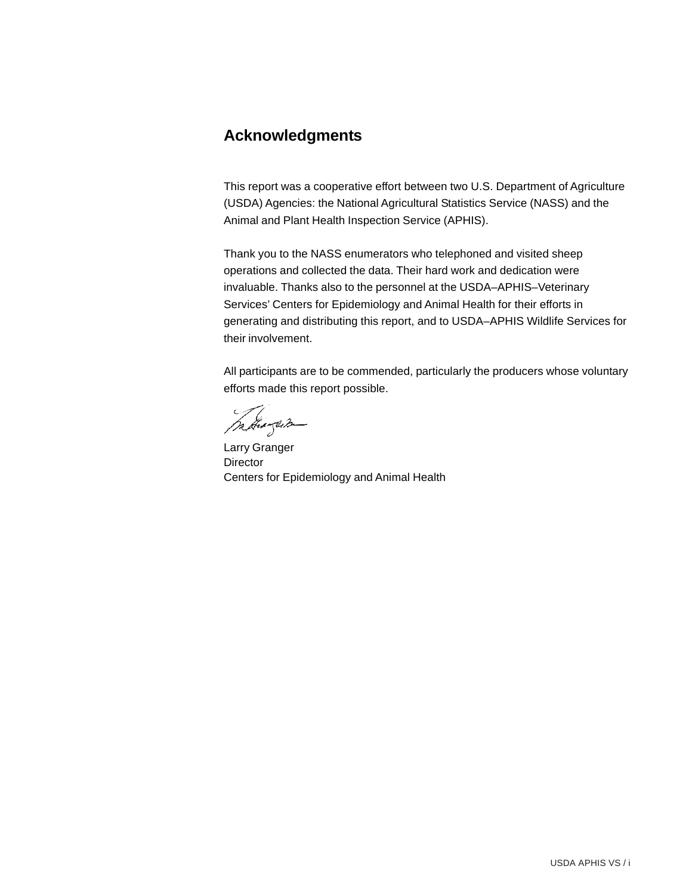## Acknowledgments

This report was a cooperative effort between two U.S. Department of Agriculture (USDA) Agencies: the National Agricultural Statistics Service (NASS) and the Animal and Plant Health Inspection Service (APHIS).

Thank you to the NASS enumerators who telephoned and visited sheep operations and collected the data. Their hard work and dedication were invaluable. Thanks also to the personnel at the USDA–APHIS–Veterinary Services' Centers for Epidemiology and Animal Health for their efforts in generating and distributing this report, and to USDA–APHIS Wildlife Services for their involvement.

All participants are to be commended, particularly the producers whose voluntary efforts made this report possible.

Larry Granger
Director
Centers for Epidemiology and Animal Health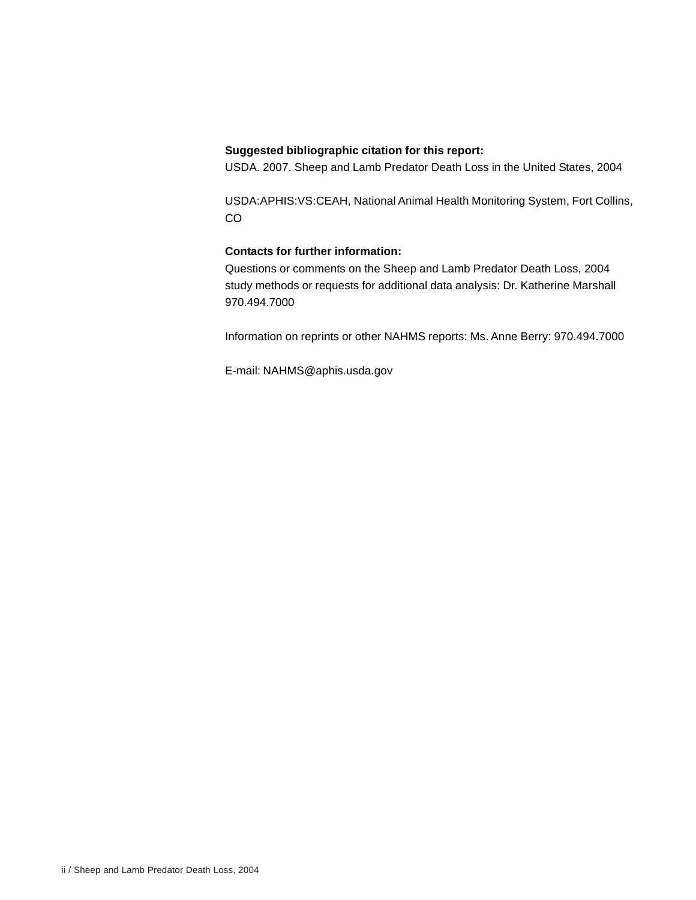**Suggested bibliographic citation for this report:**
USDA. 2007. Sheep and Lamb Predator Death Loss in the United States, 2004

USDA:APHIS:VS:CEAH, National Animal Health Monitoring System, Fort Collins, CO

**Contacts for further information:**
Questions or comments on the Sheep and Lamb Predator Death Loss, 2004 study methods or requests for additional data analysis: Dr. Katherine Marshall 970.494.7000

Information on reprints or other NAHMS reports: Ms. Anne Berry: 970.494.7000

E-mail: NAHMS@aphis.usda.gov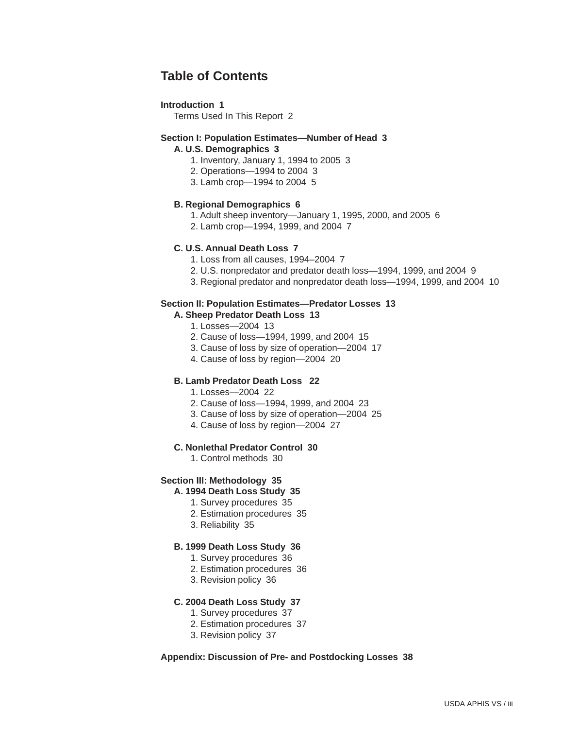# Table of Contents

**Introduction 1**

Terms Used In This Report 2

**Section I: Population Estimates—Number of Head 3**

**A. U.S. Demographics 3**

1. Inventory, January 1, 1994 to 2005 3
2. Operations—1994 to 2004 3
3. Lamb crop—1994 to 2004 5

**B. Regional Demographics 6**

1. Adult sheep inventory—January 1, 1995, 2000, and 2005 6
2. Lamb crop—1994, 1999, and 2004 7

**C. U.S. Annual Death Loss 7**

1. Loss from all causes, 1994–2004 7
2. U.S. nonpredator and predator death loss—1994, 1999, and 2004 9
3. Regional predator and nonpredator death loss—1994, 1999, and 2004 10

**Section II: Population Estimates—Predator Losses 13**

**A. Sheep Predator Death Loss 13**

1. Losses—2004 13
2. Cause of loss—1994, 1999, and 2004 15
3. Cause of loss by size of operation—2004 17
4. Cause of loss by region—2004 20

**B. Lamb Predator Death Loss 22**

1. Losses—2004 22
2. Cause of loss—1994, 1999, and 2004 23
3. Cause of loss by size of operation—2004 25
4. Cause of loss by region—2004 27

**C. Nonlethal Predator Control 30**

1. Control methods 30

**Section III: Methodology 35**

**A. 1994 Death Loss Study 35**

1. Survey procedures 35
2. Estimation procedures 35
3. Reliability 35

**B. 1999 Death Loss Study 36**

1. Survey procedures 36
2. Estimation procedures 36
3. Revision policy 36

**C. 2004 Death Loss Study 37**

1. Survey procedures 37
2. Estimation procedures 37
3. Revision policy 37

**Appendix: Discussion of Pre- and Postdocking Losses 38**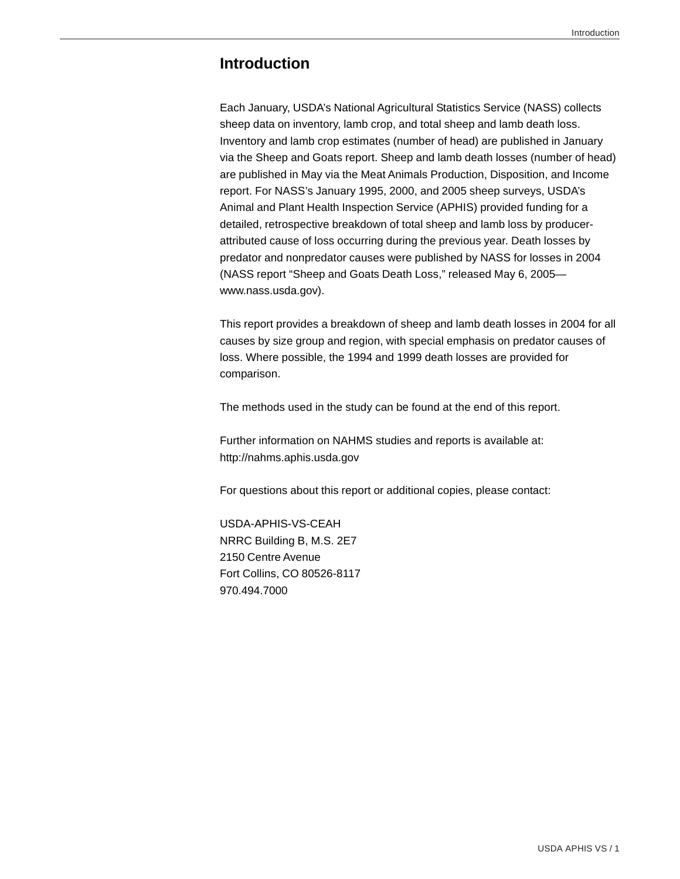# Introduction

Each January, USDA's National Agricultural Statistics Service (NASS) collects sheep data on inventory, lamb crop, and total sheep and lamb death loss. Inventory and lamb crop estimates (number of head) are published in January via the Sheep and Goats report. Sheep and lamb death losses (number of head) are published in May via the Meat Animals Production, Disposition, and Income report. For NASS's January 1995, 2000, and 2005 sheep surveys, USDA's Animal and Plant Health Inspection Service (APHIS) provided funding for a detailed, retrospective breakdown of total sheep and lamb loss by producer-attributed cause of loss occurring during the previous year. Death losses by predator and nonpredator causes were published by NASS for losses in 2004 (NASS report "Sheep and Goats Death Loss," released May 6, 2005—www.nass.usda.gov).

This report provides a breakdown of sheep and lamb death losses in 2004 for all causes by size group and region, with special emphasis on predator causes of loss. Where possible, the 1994 and 1999 death losses are provided for comparison.

The methods used in the study can be found at the end of this report.

Further information on NAHMS studies and reports is available at:
http://nahms.aphis.usda.gov

For questions about this report or additional copies, please contact:

USDA-APHIS-VS-CEAH
NRRC Building B, M.S. 2E7
2150 Centre Avenue
Fort Collins, CO 80526-8117
970.494.7000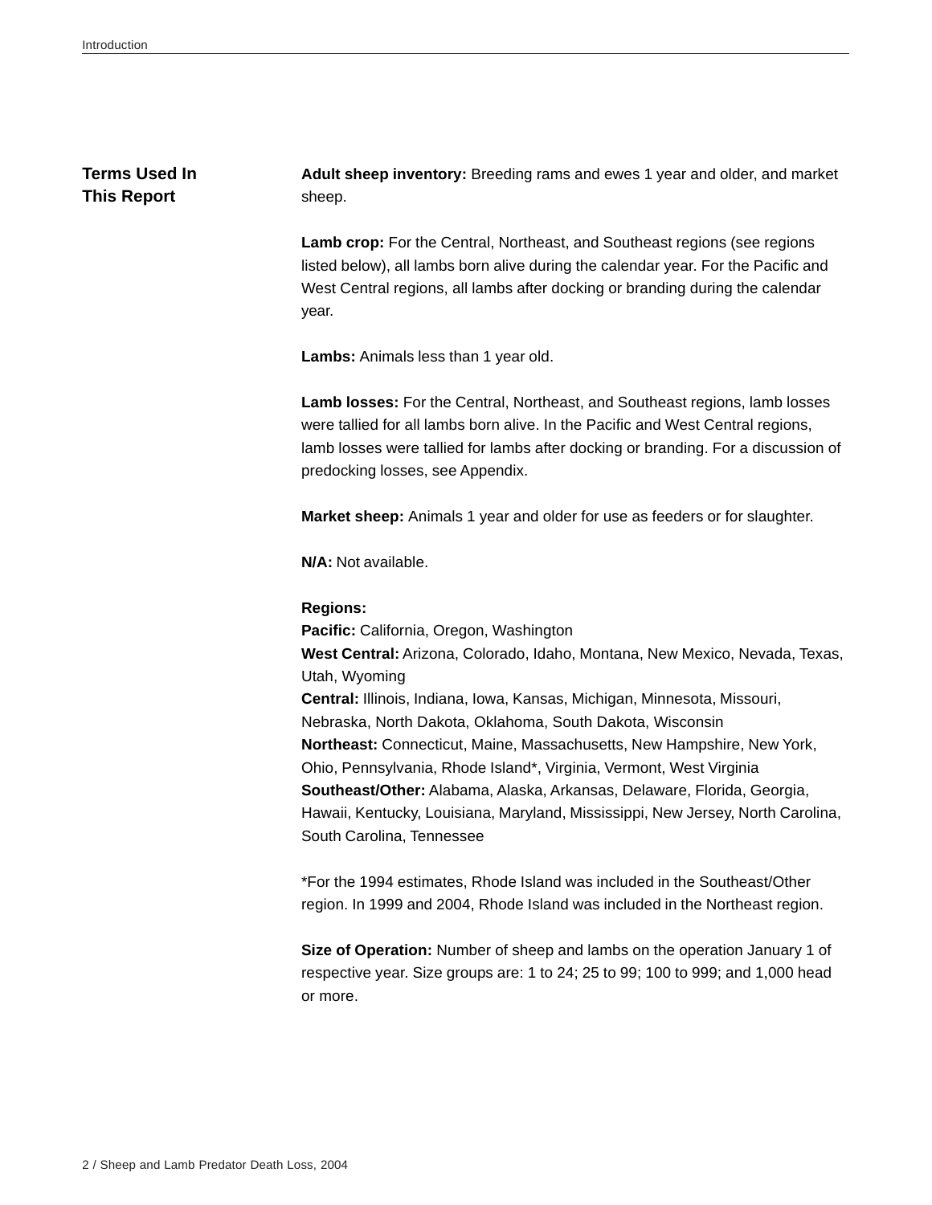## Terms Used In This Report

**Adult sheep inventory:** Breeding rams and ewes 1 year and older, and market sheep.

**Lamb crop:** For the Central, Northeast, and Southeast regions (see regions listed below), all lambs born alive during the calendar year. For the Pacific and West Central regions, all lambs after docking or branding during the calendar year.

**Lambs:** Animals less than 1 year old.

**Lamb losses:** For the Central, Northeast, and Southeast regions, lamb losses were tallied for all lambs born alive. In the Pacific and West Central regions, lamb losses were tallied for lambs after docking or branding. For a discussion of predocking losses, see Appendix.

**Market sheep:** Animals 1 year and older for use as feeders or for slaughter.

**N/A:** Not available.

**Regions:**
**Pacific:** California, Oregon, Washington
**West Central:** Arizona, Colorado, Idaho, Montana, New Mexico, Nevada, Texas, Utah, Wyoming
**Central:** Illinois, Indiana, Iowa, Kansas, Michigan, Minnesota, Missouri, Nebraska, North Dakota, Oklahoma, South Dakota, Wisconsin
**Northeast:** Connecticut, Maine, Massachusetts, New Hampshire, New York, Ohio, Pennsylvania, Rhode Island*, Virginia, Vermont, West Virginia
**Southeast/Other:** Alabama, Alaska, Arkansas, Delaware, Florida, Georgia, Hawaii, Kentucky, Louisiana, Maryland, Mississippi, New Jersey, North Carolina, South Carolina, Tennessee

*For the 1994 estimates, Rhode Island was included in the Southeast/Other region. In 1999 and 2004, Rhode Island was included in the Northeast region.

**Size of Operation:** Number of sheep and lambs on the operation January 1 of respective year. Size groups are: 1 to 24; 25 to 99; 100 to 999; and 1,000 head or more.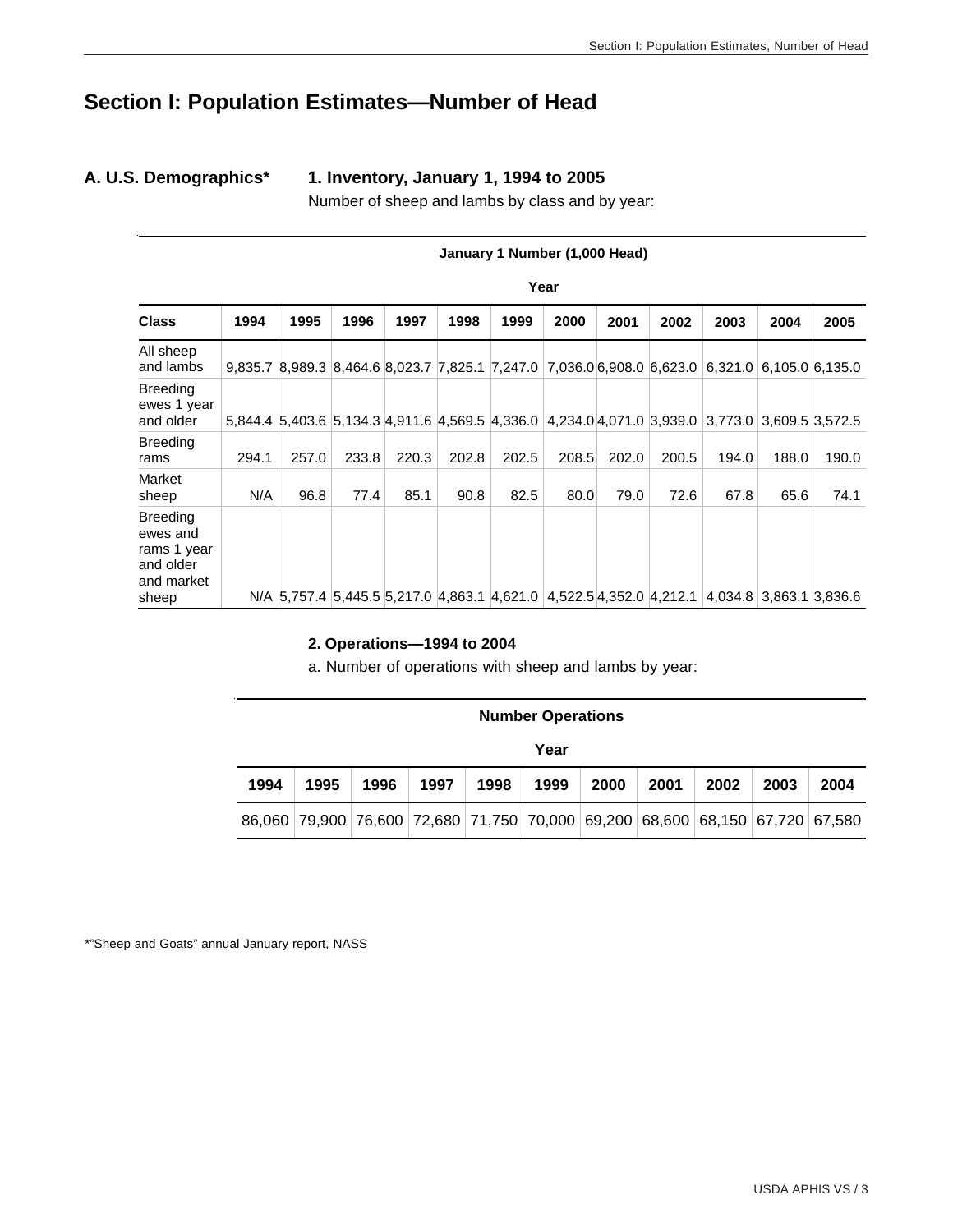# Section I: Population Estimates—Number of Head

## A. U.S. Demographics*

### 1. Inventory, January 1, 1994 to 2005

Number of sheep and lambs by class and by year:

| | January 1 Number (1,000 Head) | | | | | | | | | | | |
|---|---|---|---|---|---|---|---|---|---|---|---|---|
| | Year | | | | | | | | | | | |
| **Class** | **1994** | **1995** | **1996** | **1997** | **1998** | **1999** | **2000** | **2001** | **2002** | **2003** | **2004** | **2005** |
| All sheep and lambs | 9,835.7 | 8,989.3 | 8,464.6 | 8,023.7 | 7,825.1 | 7,247.0 | 7,036.0 | 6,908.0 | 6,623.0 | 6,321.0 | 6,105.0 | 6,135.0 |
| Breeding ewes 1 year and older | 5,844.4 | 5,403.6 | 5,134.3 | 4,911.6 | 4,569.5 | 4,336.0 | 4,234.0 | 4,071.0 | 3,939.0 | 3,773.0 | 3,609.5 | 3,572.5 |
| Breeding rams | 294.1 | 257.0 | 233.8 | 220.3 | 202.8 | 202.5 | 208.5 | 202.0 | 200.5 | 194.0 | 188.0 | 190.0 |
| Market sheep | N/A | 96.8 | 77.4 | 85.1 | 90.8 | 82.5 | 80.0 | 79.0 | 72.6 | 67.8 | 65.6 | 74.1 |
| Breeding ewes and rams 1 year and older and market sheep | N/A | 5,757.4 | 5,445.5 | 5,217.0 | 4,863.1 | 4,621.0 | 4,522.5 | 4,352.0 | 4,212.1 | 4,034.8 | 3,863.1 | 3,836.6 |

### 2. Operations—1994 to 2004

a. Number of operations with sheep and lambs by year:

| Number Operations | | | | | | | | | | |
|---|---|---|---|---|---|---|---|---|---|---|
| Year | | | | | | | | | | |
| **1994** | **1995** | **1996** | **1997** | **1998** | **1999** | **2000** | **2001** | **2002** | **2003** | **2004** |
| 86,060 | 79,900 | 76,600 | 72,680 | 71,750 | 70,000 | 69,200 | 68,600 | 68,150 | 67,720 | 67,580 |

*"Sheep and Goats" annual January report, NASS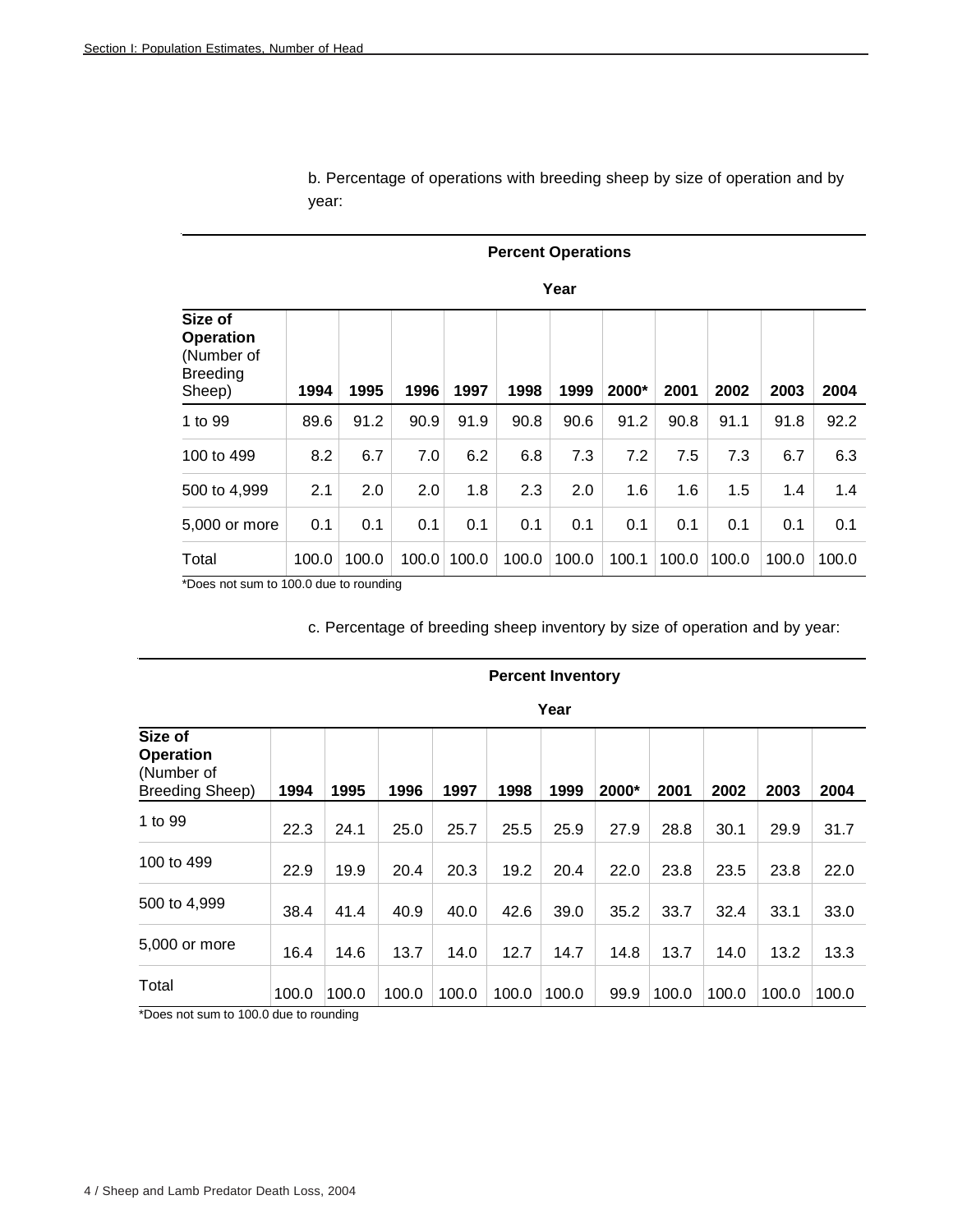b. Percentage of operations with breeding sheep by size of operation and by year:

| | Percent Operations | | | | | | | | | | |
|---|---|---|---|---|---|---|---|---|---|---|---|
| | Year | | | | | | | | | | |
| Size of Operation (Number of Breeding Sheep) | 1994 | 1995 | 1996 | 1997 | 1998 | 1999 | 2000* | 2001 | 2002 | 2003 | 2004 |
| 1 to 99 | 89.6 | 91.2 | 90.9 | 91.9 | 90.8 | 90.6 | 91.2 | 90.8 | 91.1 | 91.8 | 92.2 |
| 100 to 499 | 8.2 | 6.7 | 7.0 | 6.2 | 6.8 | 7.3 | 7.2 | 7.5 | 7.3 | 6.7 | 6.3 |
| 500 to 4,999 | 2.1 | 2.0 | 2.0 | 1.8 | 2.3 | 2.0 | 1.6 | 1.6 | 1.5 | 1.4 | 1.4 |
| 5,000 or more | 0.1 | 0.1 | 0.1 | 0.1 | 0.1 | 0.1 | 0.1 | 0.1 | 0.1 | 0.1 | 0.1 |
| Total | 100.0 | 100.0 | 100.0 | 100.0 | 100.0 | 100.0 | 100.1 | 100.0 | 100.0 | 100.0 | 100.0 |

*Does not sum to 100.0 due to rounding

c. Percentage of breeding sheep inventory by size of operation and by year:

| | Percent Inventory | | | | | | | | | | |
|---|---|---|---|---|---|---|---|---|---|---|---|
| | Year | | | | | | | | | | |
| Size of Operation (Number of Breeding Sheep) | 1994 | 1995 | 1996 | 1997 | 1998 | 1999 | 2000* | 2001 | 2002 | 2003 | 2004 |
| 1 to 99 | 22.3 | 24.1 | 25.0 | 25.7 | 25.5 | 25.9 | 27.9 | 28.8 | 30.1 | 29.9 | 31.7 |
| 100 to 499 | 22.9 | 19.9 | 20.4 | 20.3 | 19.2 | 20.4 | 22.0 | 23.8 | 23.5 | 23.8 | 22.0 |
| 500 to 4,999 | 38.4 | 41.4 | 40.9 | 40.0 | 42.6 | 39.0 | 35.2 | 33.7 | 32.4 | 33.1 | 33.0 |
| 5,000 or more | 16.4 | 14.6 | 13.7 | 14.0 | 12.7 | 14.7 | 14.8 | 13.7 | 14.0 | 13.2 | 13.3 |
| Total | 100.0 | 100.0 | 100.0 | 100.0 | 100.0 | 100.0 | 99.9 | 100.0 | 100.0 | 100.0 | 100.0 |

*Does not sum to 100.0 due to rounding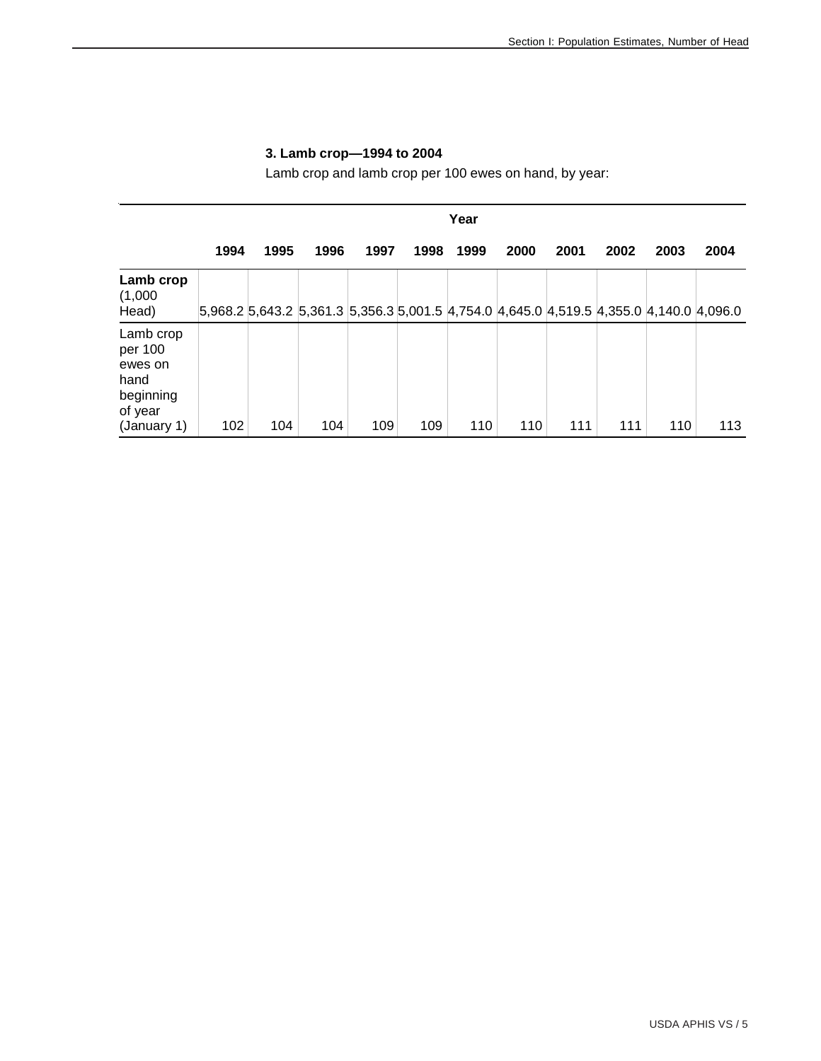### 3. Lamb crop—1994 to 2004

Lamb crop and lamb crop per 100 ewes on hand, by year:

| | Year | | | | | | | | | | |
|---|---|---|---|---|---|---|---|---|---|---|---|
| | 1994 | 1995 | 1996 | 1997 | 1998 | 1999 | 2000 | 2001 | 2002 | 2003 | 2004 |
| **Lamb crop** (1,000 Head) | 5,968.2 | 5,643.2 | 5,361.3 | 5,356.3 | 5,001.5 | 4,754.0 | 4,645.0 | 4,519.5 | 4,355.0 | 4,140.0 | 4,096.0 |
| Lamb crop per 100 ewes on hand beginning of year (January 1) | 102 | 104 | 104 | 109 | 109 | 110 | 110 | 111 | 111 | 110 | 113 |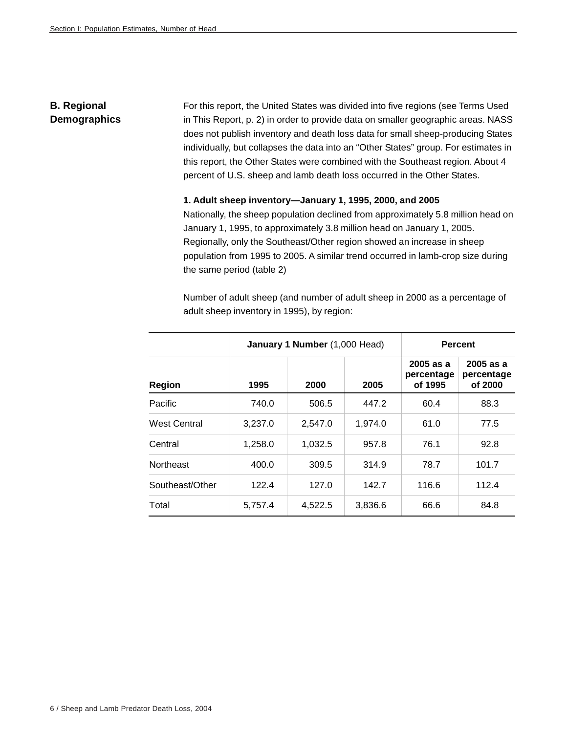## B. Regional Demographics

For this report, the United States was divided into five regions (see Terms Used in This Report, p. 2) in order to provide data on smaller geographic areas. NASS does not publish inventory and death loss data for small sheep-producing States individually, but collapses the data into an “Other States” group. For estimates in this report, the Other States were combined with the Southeast region. About 4 percent of U.S. sheep and lamb death loss occurred in the Other States.

**1. Adult sheep inventory—January 1, 1995, 2000, and 2005**

Nationally, the sheep population declined from approximately 5.8 million head on January 1, 1995, to approximately 3.8 million head on January 1, 2005. Regionally, only the Southeast/Other region showed an increase in sheep population from 1995 to 2005. A similar trend occurred in lamb-crop size during the same period (table 2)

Number of adult sheep (and number of adult sheep in 2000 as a percentage of adult sheep inventory in 1995), by region:

| | **January 1 Number** (1,000 Head) | | | **Percent** | |
|---|---|---|---|---|---|
| **Region** | **1995** | **2000** | **2005** | **2005 as a percentage of 1995** | **2005 as a percentage of 2000** |
| Pacific | 740.0 | 506.5 | 447.2 | 60.4 | 88.3 |
| West Central | 3,237.0 | 2,547.0 | 1,974.0 | 61.0 | 77.5 |
| Central | 1,258.0 | 1,032.5 | 957.8 | 76.1 | 92.8 |
| Northeast | 400.0 | 309.5 | 314.9 | 78.7 | 101.7 |
| Southeast/Other | 122.4 | 127.0 | 142.7 | 116.6 | 112.4 |
| Total | 5,757.4 | 4,522.5 | 3,836.6 | 66.6 | 84.8 |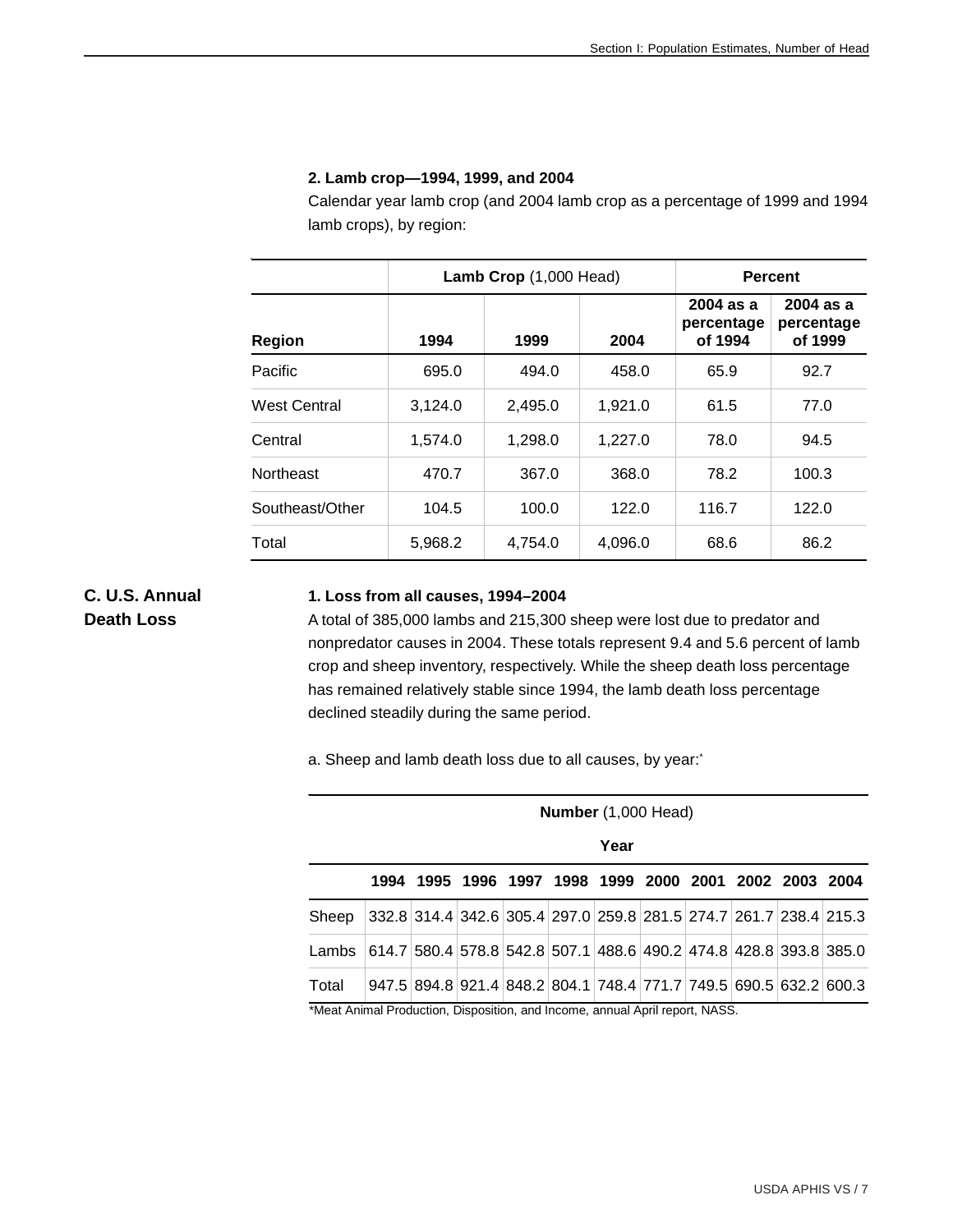### 2. Lamb crop—1994, 1999, and 2004

Calendar year lamb crop (and 2004 lamb crop as a percentage of 1999 and 1994 lamb crops), by region:

| | Lamb Crop (1,000 Head) | | | Percent | |
|---|---|---|---|---|---|
| **Region** | **1994** | **1999** | **2004** | **2004 as a percentage of 1994** | **2004 as a percentage of 1999** |
| Pacific | 695.0 | 494.0 | 458.0 | 65.9 | 92.7 |
| West Central | 3,124.0 | 2,495.0 | 1,921.0 | 61.5 | 77.0 |
| Central | 1,574.0 | 1,298.0 | 1,227.0 | 78.0 | 94.5 |
| Northeast | 470.7 | 367.0 | 368.0 | 78.2 | 100.3 |
| Southeast/Other | 104.5 | 100.0 | 122.0 | 116.7 | 122.0 |
| Total | 5,968.2 | 4,754.0 | 4,096.0 | 68.6 | 86.2 |

## C. U.S. Annual Death Loss

### 1. Loss from all causes, 1994–2004

A total of 385,000 lambs and 215,300 sheep were lost due to predator and nonpredator causes in 2004. These totals represent 9.4 and 5.6 percent of lamb crop and sheep inventory, respectively. While the sheep death loss percentage has remained relatively stable since 1994, the lamb death loss percentage declined steadily during the same period.

a. Sheep and lamb death loss due to all causes, by year:*

| | Number (1,000 Head) | | | | | | | | | | |
|---|---|---|---|---|---|---|---|---|---|---|---|
| | Year | | | | | | | | | | |
| | **1994** | **1995** | **1996** | **1997** | **1998** | **1999** | **2000** | **2001** | **2002** | **2003** | **2004** |
| Sheep | 332.8 | 314.4 | 342.6 | 305.4 | 297.0 | 259.8 | 281.5 | 274.7 | 261.7 | 238.4 | 215.3 |
| Lambs | 614.7 | 580.4 | 578.8 | 542.8 | 507.1 | 488.6 | 490.2 | 474.8 | 428.8 | 393.8 | 385.0 |
| Total | 947.5 | 894.8 | 921.4 | 848.2 | 804.1 | 748.4 | 771.7 | 749.5 | 690.5 | 632.2 | 600.3 |

*Meat Animal Production, Disposition, and Income, annual April report, NASS.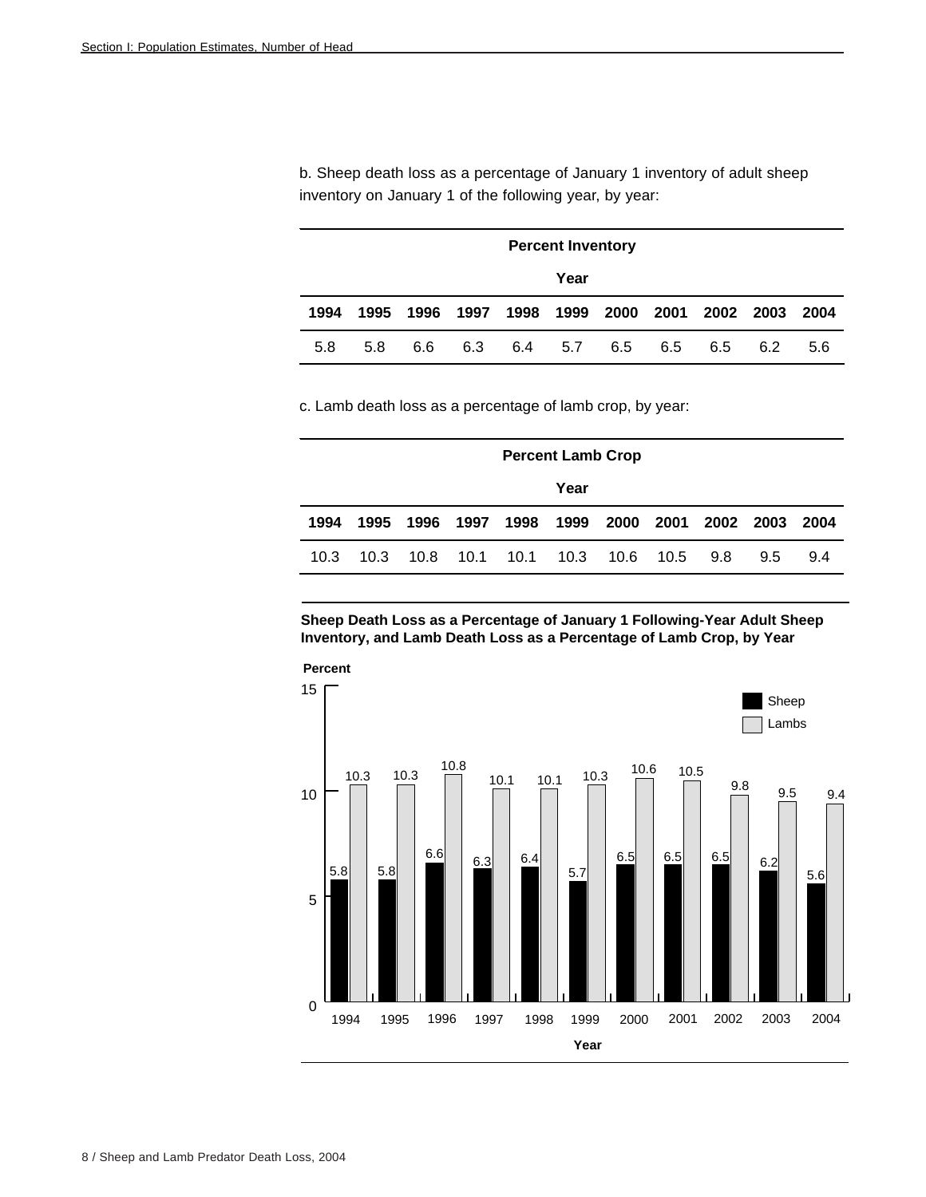b. Sheep death loss as a percentage of January 1 inventory of adult sheep inventory on January 1 of the following year, by year:

| Percent Inventory | | | | | | | | | | |
|---|---|---|---|---|---|---|---|---|---|---|
| Year | | | | | | | | | | |
| 1994 | 1995 | 1996 | 1997 | 1998 | 1999 | 2000 | 2001 | 2002 | 2003 | 2004 |
| 5.8 | 5.8 | 6.6 | 6.3 | 6.4 | 5.7 | 6.5 | 6.5 | 6.5 | 6.2 | 5.6 |

c. Lamb death loss as a percentage of lamb crop, by year:

| Percent Lamb Crop | | | | | | | | | | |
|---|---|---|---|---|---|---|---|---|---|---|
| Year | | | | | | | | | | |
| 1994 | 1995 | 1996 | 1997 | 1998 | 1999 | 2000 | 2001 | 2002 | 2003 | 2004 |
| 10.3 | 10.3 | 10.8 | 10.1 | 10.1 | 10.3 | 10.6 | 10.5 | 9.8 | 9.5 | 9.4 |

**Sheep Death Loss as a Percentage of January 1 Following-Year Adult Sheep Inventory, and Lamb Death Loss as a Percentage of Lamb Crop, by Year**

| Year | Sheep (Percent) | Lambs (Percent) |
|---|---|---|
| 1994 | 5.8 | 10.3 |
| 1995 | 5.8 | 10.3 |
| 1996 | 6.6 | 10.8 |
| 1997 | 6.3 | 10.1 |
| 1998 | 6.4 | 10.1 |
| 1999 | 5.7 | 10.3 |
| 2000 | 6.5 | 10.6 |
| 2001 | 6.5 | 10.5 |
| 2002 | 6.5 | 9.8 |
| 2003 | 6.2 | 9.5 |
| 2004 | 5.6 | 9.4 |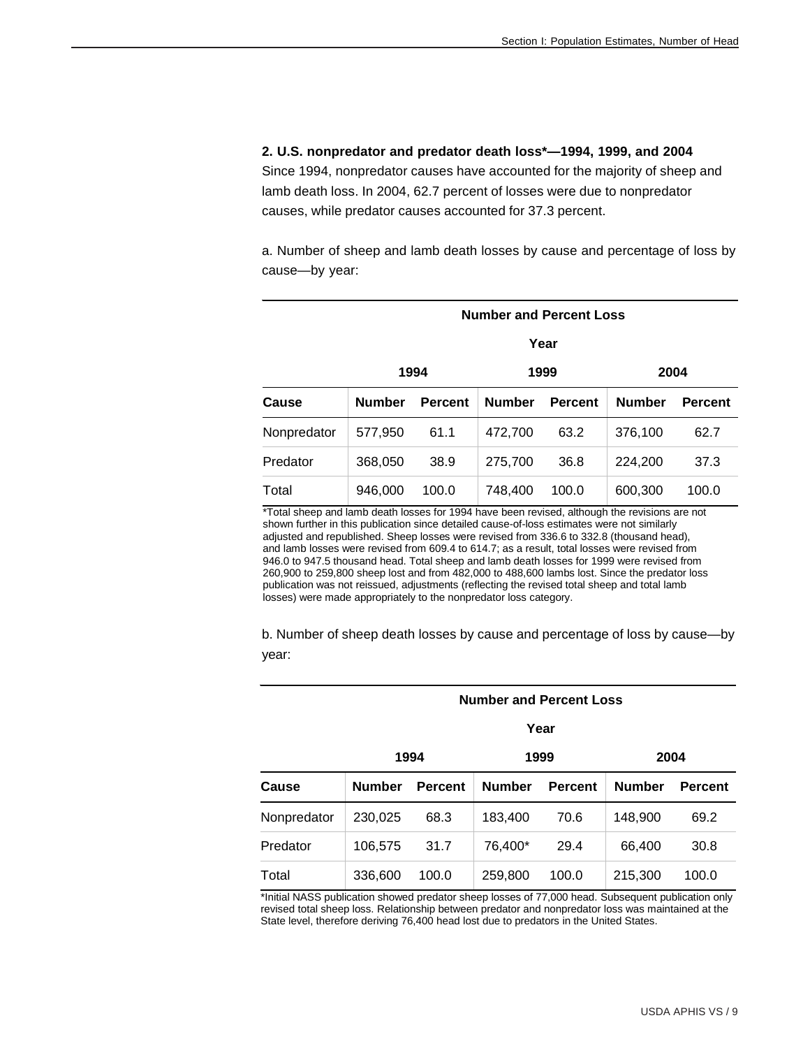**2. U.S. nonpredator and predator death loss*—1994, 1999, and 2004**

Since 1994, nonpredator causes have accounted for the majority of sheep and lamb death loss. In 2004, 62.7 percent of losses were due to nonpredator causes, while predator causes accounted for 37.3 percent.

a. Number of sheep and lamb death losses by cause and percentage of loss by cause—by year:

| | Number and Percent Loss | | | | | |
|---|---|---|---|---|---|---|
| | Year | | | | | |
| | 1994 | | 1999 | | 2004 | |
| **Cause** | **Number** | **Percent** | **Number** | **Percent** | **Number** | **Percent** |
| Nonpredator | 577,950 | 61.1 | 472,700 | 63.2 | 376,100 | 62.7 |
| Predator | 368,050 | 38.9 | 275,700 | 36.8 | 224,200 | 37.3 |
| Total | 946,000 | 100.0 | 748,400 | 100.0 | 600,300 | 100.0 |

*Total sheep and lamb death losses for 1994 have been revised, although the revisions are not shown further in this publication since detailed cause-of-loss estimates were not similarly adjusted and republished. Sheep losses were revised from 336.6 to 332.8 (thousand head), and lamb losses were revised from 609.4 to 614.7; as a result, total losses were revised from 946.0 to 947.5 thousand head. Total sheep and lamb death losses for 1999 were revised from 260,900 to 259,800 sheep lost and from 482,000 to 488,600 lambs lost. Since the predator loss publication was not reissued, adjustments (reflecting the revised total sheep and total lamb losses) were made appropriately to the nonpredator loss category.

b. Number of sheep death losses by cause and percentage of loss by cause—by year:

| | Number and Percent Loss | | | | | |
|---|---|---|---|---|---|---|
| | Year | | | | | |
| | 1994 | | 1999 | | 2004 | |
| **Cause** | **Number** | **Percent** | **Number** | **Percent** | **Number** | **Percent** |
| Nonpredator | 230,025 | 68.3 | 183,400 | 70.6 | 148,900 | 69.2 |
| Predator | 106,575 | 31.7 | 76,400* | 29.4 | 66,400 | 30.8 |
| Total | 336,600 | 100.0 | 259,800 | 100.0 | 215,300 | 100.0 |

*Initial NASS publication showed predator sheep losses of 77,000 head. Subsequent publication only revised total sheep loss. Relationship between predator and nonpredator loss was maintained at the State level, therefore deriving 76,400 head lost due to predators in the United States.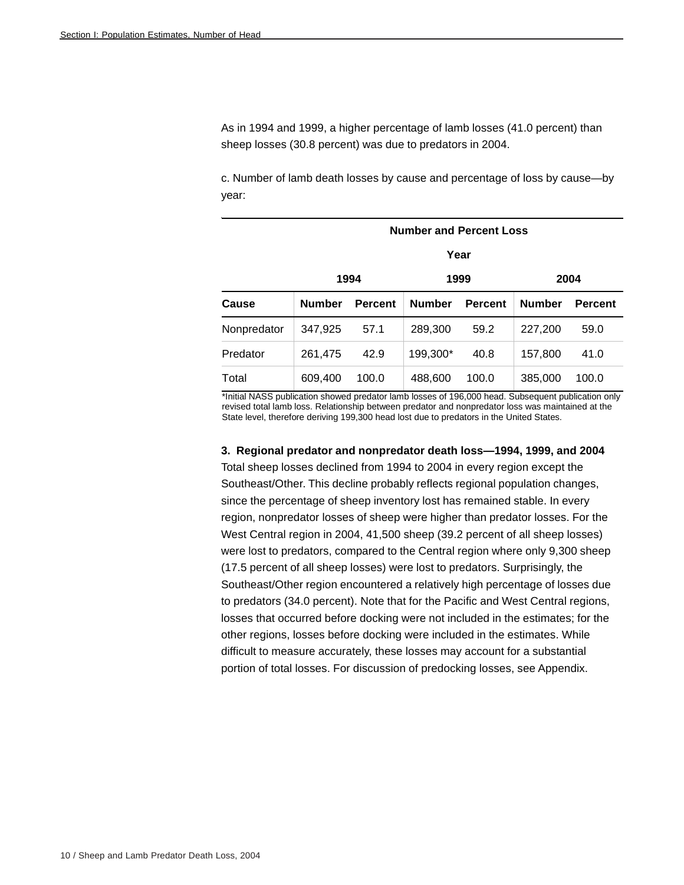As in 1994 and 1999, a higher percentage of lamb losses (41.0 percent) than sheep losses (30.8 percent) was due to predators in 2004.

c. Number of lamb death losses by cause and percentage of loss by cause—by year:

| | Number and Percent Loss | | | | | |
|---|---|---|---|---|---|---|
| | Year | | | | | |
| | 1994 | | 1999 | | 2004 | |
| Cause | Number | Percent | Number | Percent | Number | Percent |
| Nonpredator | 347,925 | 57.1 | 289,300 | 59.2 | 227,200 | 59.0 |
| Predator | 261,475 | 42.9 | 199,300* | 40.8 | 157,800 | 41.0 |
| Total | 609,400 | 100.0 | 488,600 | 100.0 | 385,000 | 100.0 |

*Initial NASS publication showed predator lamb losses of 196,000 head. Subsequent publication only revised total lamb loss. Relationship between predator and nonpredator loss was maintained at the State level, therefore deriving 199,300 head lost due to predators in the United States.

**3. Regional predator and nonpredator death loss—1994, 1999, and 2004**

Total sheep losses declined from 1994 to 2004 in every region except the Southeast/Other. This decline probably reflects regional population changes, since the percentage of sheep inventory lost has remained stable. In every region, nonpredator losses of sheep were higher than predator losses. For the West Central region in 2004, 41,500 sheep (39.2 percent of all sheep losses) were lost to predators, compared to the Central region where only 9,300 sheep (17.5 percent of all sheep losses) were lost to predators. Surprisingly, the Southeast/Other region encountered a relatively high percentage of losses due to predators (34.0 percent). Note that for the Pacific and West Central regions, losses that occurred before docking were not included in the estimates; for the other regions, losses before docking were included in the estimates. While difficult to measure accurately, these losses may account for a substantial portion of total losses. For discussion of predocking losses, see Appendix.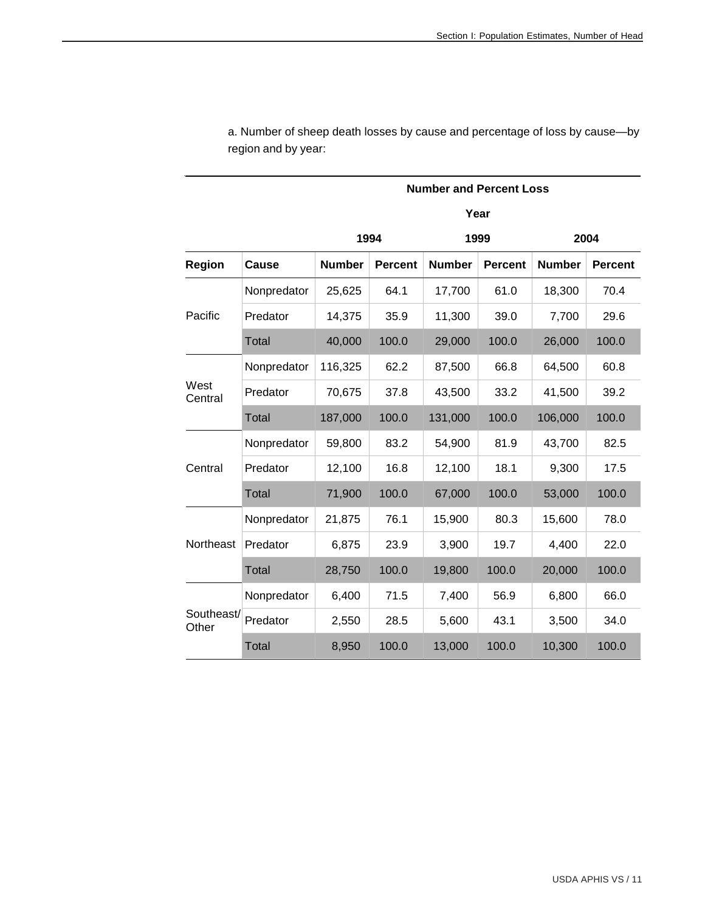a. Number of sheep death losses by cause and percentage of loss by cause—by region and by year:

| | | Number and Percent Loss | | | | | |
|---|---|---|---|---|---|---|---|
| | | Year | | | | | |
| | | 1994 | | 1999 | | 2004 | |
| Region | Cause | Number | Percent | Number | Percent | Number | Percent |
| Pacific | Nonpredator | 25,625 | 64.1 | 17,700 | 61.0 | 18,300 | 70.4 |
| | Predator | 14,375 | 35.9 | 11,300 | 39.0 | 7,700 | 29.6 |
| | Total | 40,000 | 100.0 | 29,000 | 100.0 | 26,000 | 100.0 |
| West Central | Nonpredator | 116,325 | 62.2 | 87,500 | 66.8 | 64,500 | 60.8 |
| | Predator | 70,675 | 37.8 | 43,500 | 33.2 | 41,500 | 39.2 |
| | Total | 187,000 | 100.0 | 131,000 | 100.0 | 106,000 | 100.0 |
| Central | Nonpredator | 59,800 | 83.2 | 54,900 | 81.9 | 43,700 | 82.5 |
| | Predator | 12,100 | 16.8 | 12,100 | 18.1 | 9,300 | 17.5 |
| | Total | 71,900 | 100.0 | 67,000 | 100.0 | 53,000 | 100.0 |
| Northeast | Nonpredator | 21,875 | 76.1 | 15,900 | 80.3 | 15,600 | 78.0 |
| | Predator | 6,875 | 23.9 | 3,900 | 19.7 | 4,400 | 22.0 |
| | Total | 28,750 | 100.0 | 19,800 | 100.0 | 20,000 | 100.0 |
| Southeast/ Other | Nonpredator | 6,400 | 71.5 | 7,400 | 56.9 | 6,800 | 66.0 |
| | Predator | 2,550 | 28.5 | 5,600 | 43.1 | 3,500 | 34.0 |
| | Total | 8,950 | 100.0 | 13,000 | 100.0 | 10,300 | 100.0 |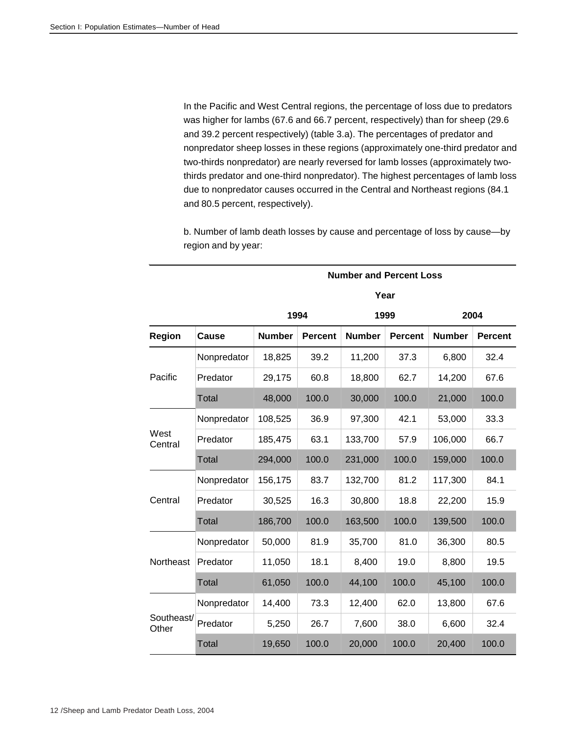In the Pacific and West Central regions, the percentage of loss due to predators was higher for lambs (67.6 and 66.7 percent, respectively) than for sheep (29.6 and 39.2 percent respectively) (table 3.a). The percentages of predator and nonpredator sheep losses in these regions (approximately one-third predator and two-thirds nonpredator) are nearly reversed for lamb losses (approximately two-thirds predator and one-third nonpredator). The highest percentages of lamb loss due to nonpredator causes occurred in the Central and Northeast regions (84.1 and 80.5 percent, respectively).

b. Number of lamb death losses by cause and percentage of loss by cause—by region and by year:

| | | Number and Percent Loss | | | | | |
|---|---|---|---|---|---|---|---|
| | | Year | | | | | |
| | | 1994 | | 1999 | | 2004 | |
| Region | Cause | Number | Percent | Number | Percent | Number | Percent |
| Pacific | Nonpredator | 18,825 | 39.2 | 11,200 | 37.3 | 6,800 | 32.4 |
| | Predator | 29,175 | 60.8 | 18,800 | 62.7 | 14,200 | 67.6 |
| | Total | 48,000 | 100.0 | 30,000 | 100.0 | 21,000 | 100.0 |
| West Central | Nonpredator | 108,525 | 36.9 | 97,300 | 42.1 | 53,000 | 33.3 |
| | Predator | 185,475 | 63.1 | 133,700 | 57.9 | 106,000 | 66.7 |
| | Total | 294,000 | 100.0 | 231,000 | 100.0 | 159,000 | 100.0 |
| Central | Nonpredator | 156,175 | 83.7 | 132,700 | 81.2 | 117,300 | 84.1 |
| | Predator | 30,525 | 16.3 | 30,800 | 18.8 | 22,200 | 15.9 |
| | Total | 186,700 | 100.0 | 163,500 | 100.0 | 139,500 | 100.0 |
| Northeast | Nonpredator | 50,000 | 81.9 | 35,700 | 81.0 | 36,300 | 80.5 |
| | Predator | 11,050 | 18.1 | 8,400 | 19.0 | 8,800 | 19.5 |
| | Total | 61,050 | 100.0 | 44,100 | 100.0 | 45,100 | 100.0 |
| Southeast/ Other | Nonpredator | 14,400 | 73.3 | 12,400 | 62.0 | 13,800 | 67.6 |
| | Predator | 5,250 | 26.7 | 7,600 | 38.0 | 6,600 | 32.4 |
| | Total | 19,650 | 100.0 | 20,000 | 100.0 | 20,400 | 100.0 |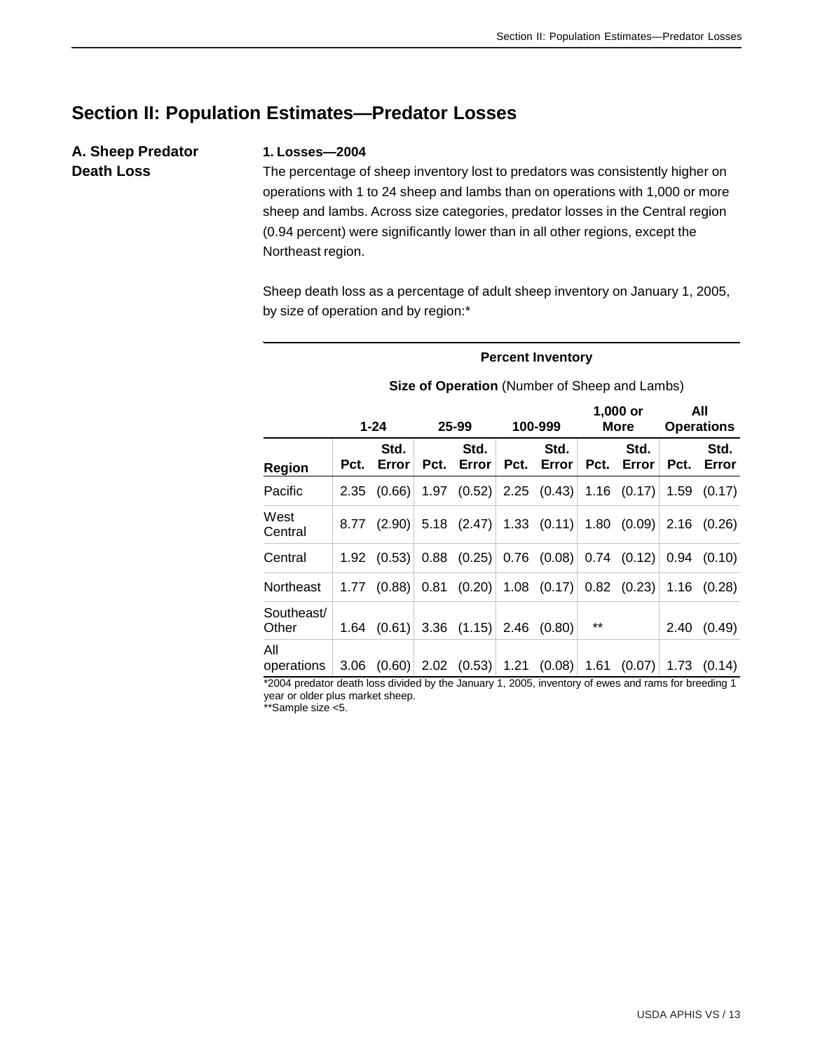## Section II: Population Estimates—Predator Losses

### A. Sheep Predator Death Loss

**1. Losses—2004**

The percentage of sheep inventory lost to predators was consistently higher on operations with 1 to 24 sheep and lambs than on operations with 1,000 or more sheep and lambs. Across size categories, predator losses in the Central region (0.94 percent) were significantly lower than in all other regions, except the Northeast region.

Sheep death loss as a percentage of adult sheep inventory on January 1, 2005, by size of operation and by region:*

| | **Percent Inventory** | | | | | | | | | |
|---|---|---|---|---|---|---|---|---|---|---|
| | **Size of Operation** (Number of Sheep and Lambs) | | | | | | | | | |
| | **1-24** | | **25-99** | | **100-999** | | **1,000 or More** | | **All Operations** | |
| **Region** | **Pct.** | **Std. Error** | **Pct.** | **Std. Error** | **Pct.** | **Std. Error** | **Pct.** | **Std. Error** | **Pct.** | **Std. Error** |
| Pacific | 2.35 | (0.66) | 1.97 | (0.52) | 2.25 | (0.43) | 1.16 | (0.17) | 1.59 | (0.17) |
| West Central | 8.77 | (2.90) | 5.18 | (2.47) | 1.33 | (0.11) | 1.80 | (0.09) | 2.16 | (0.26) |
| Central | 1.92 | (0.53) | 0.88 | (0.25) | 0.76 | (0.08) | 0.74 | (0.12) | 0.94 | (0.10) |
| Northeast | 1.77 | (0.88) | 0.81 | (0.20) | 1.08 | (0.17) | 0.82 | (0.23) | 1.16 | (0.28) |
| Southeast/ Other | 1.64 | (0.61) | 3.36 | (1.15) | 2.46 | (0.80) | ** | | 2.40 | (0.49) |
| All operations | 3.06 | (0.60) | 2.02 | (0.53) | 1.21 | (0.08) | 1.61 | (0.07) | 1.73 | (0.14) |

*2004 predator death loss divided by the January 1, 2005, inventory of ewes and rams for breeding 1 year or older plus market sheep.

**Sample size <5.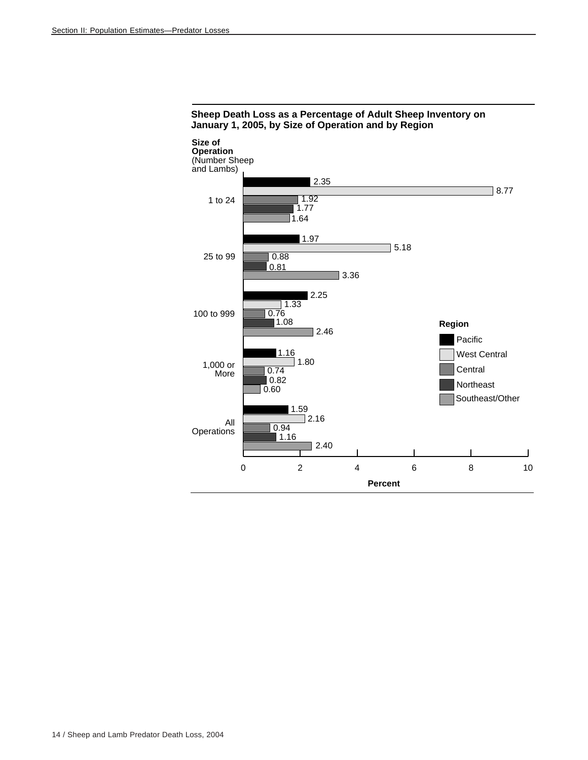**Sheep Death Loss as a Percentage of Adult Sheep Inventory on January 1, 2005, by Size of Operation and by Region**

| Size of Operation (Number Sheep and Lambs) | Pacific | West Central | Central | Northeast | Southeast/Other |
|---|---|---|---|---|---|
| 1 to 24 | 2.35 | 8.77 | 1.92 | 1.77 | 1.64 |
| 25 to 99 | 1.97 | 5.18 | 0.88 | 0.81 | 3.36 |
| 100 to 999 | 2.25 | 1.33 | 0.76 | 1.08 | 2.46 |
| 1,000 or More | 1.16 | 1.80 | 0.74 | 0.82 | 0.60 |
| All Operations | 1.59 | 2.16 | 0.94 | 1.16 | 2.40 |

Percent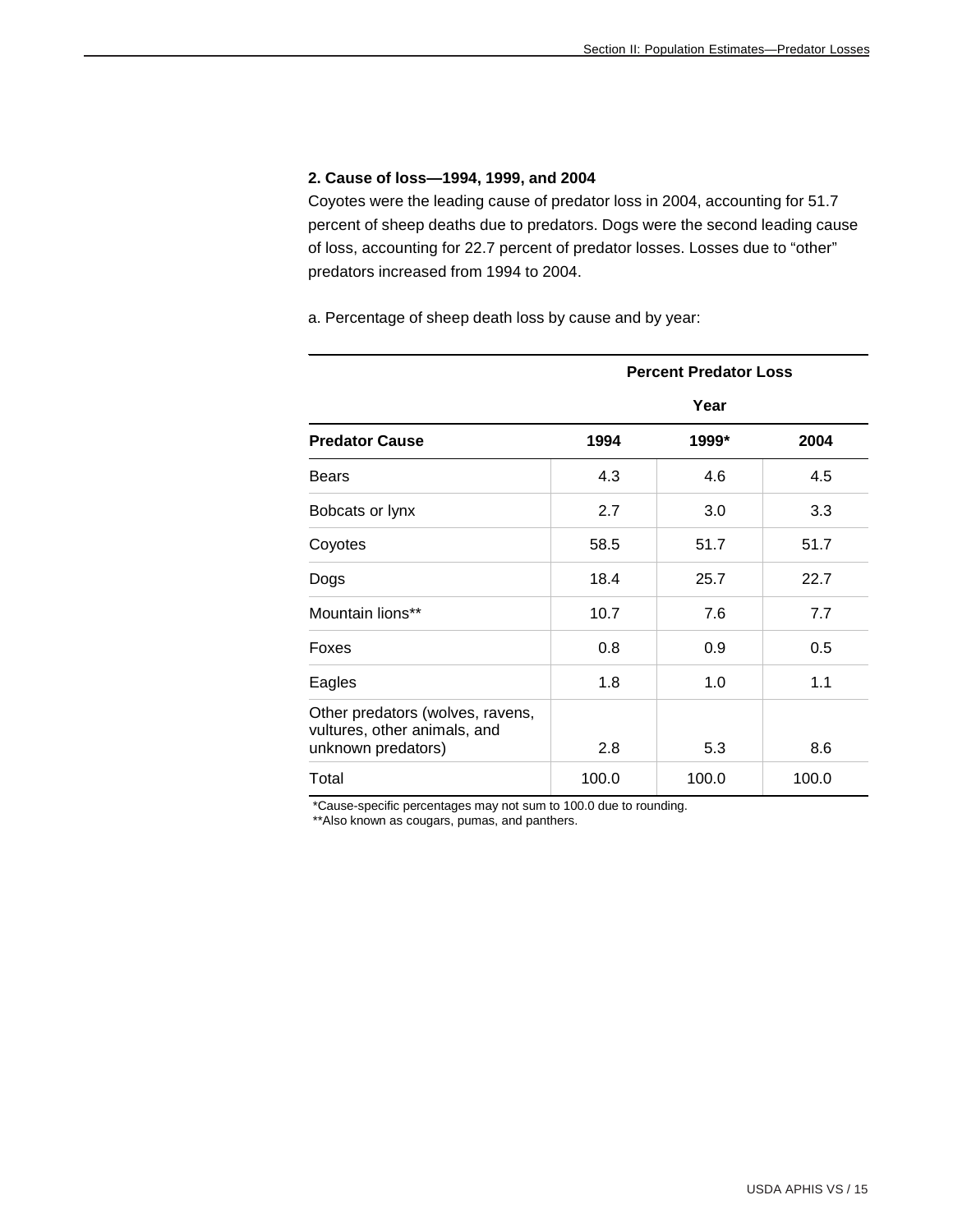### 2. Cause of loss—1994, 1999, and 2004

Coyotes were the leading cause of predator loss in 2004, accounting for 51.7 percent of sheep deaths due to predators. Dogs were the second leading cause of loss, accounting for 22.7 percent of predator losses. Losses due to “other” predators increased from 1994 to 2004.

a. Percentage of sheep death loss by cause and by year:

| | Percent Predator Loss | | |
|---|---|---|---|
| | Year | | |
| **Predator Cause** | **1994** | **1999*** | **2004** |
| Bears | 4.3 | 4.6 | 4.5 |
| Bobcats or lynx | 2.7 | 3.0 | 3.3 |
| Coyotes | 58.5 | 51.7 | 51.7 |
| Dogs | 18.4 | 25.7 | 22.7 |
| Mountain lions** | 10.7 | 7.6 | 7.7 |
| Foxes | 0.8 | 0.9 | 0.5 |
| Eagles | 1.8 | 1.0 | 1.1 |
| Other predators (wolves, ravens, vultures, other animals, and unknown predators) | 2.8 | 5.3 | 8.6 |
| Total | 100.0 | 100.0 | 100.0 |

*Cause-specific percentages may not sum to 100.0 due to rounding.
**Also known as cougars, pumas, and panthers.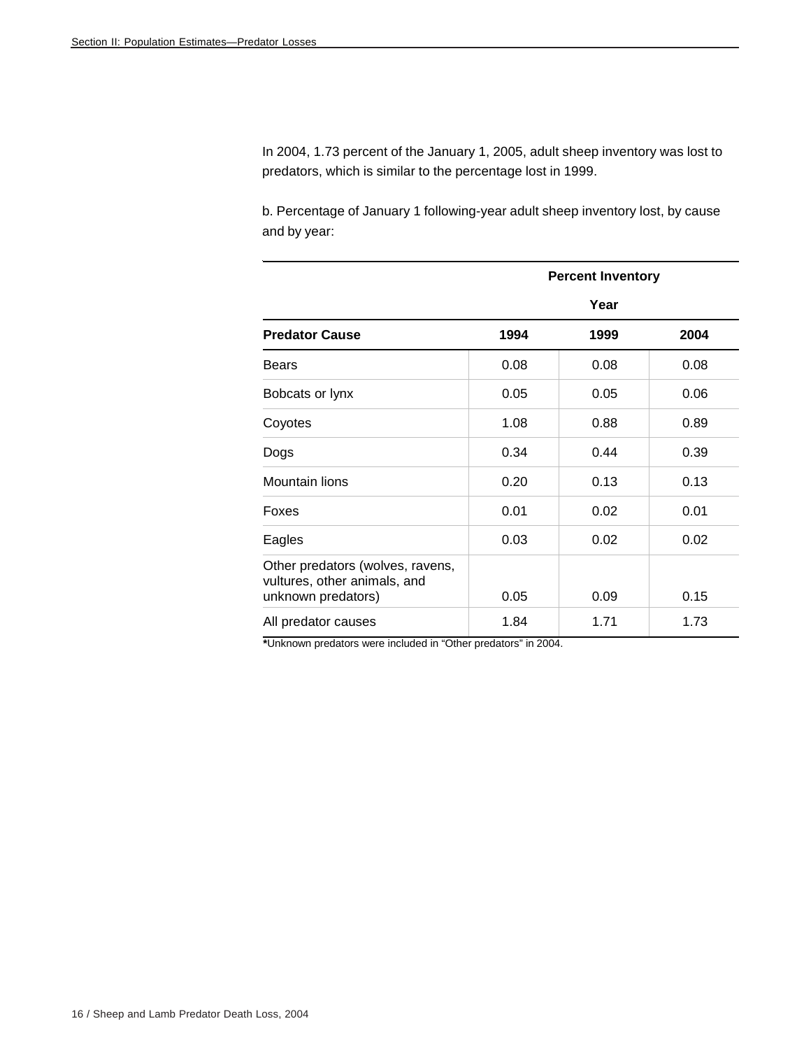In 2004, 1.73 percent of the January 1, 2005, adult sheep inventory was lost to predators, which is similar to the percentage lost in 1999.

b. Percentage of January 1 following-year adult sheep inventory lost, by cause and by year:

| | Percent Inventory | | |
|---|---|---|---|
| | Year | | |
| **Predator Cause** | **1994** | **1999** | **2004** |
| Bears | 0.08 | 0.08 | 0.08 |
| Bobcats or lynx | 0.05 | 0.05 | 0.06 |
| Coyotes | 1.08 | 0.88 | 0.89 |
| Dogs | 0.34 | 0.44 | 0.39 |
| Mountain lions | 0.20 | 0.13 | 0.13 |
| Foxes | 0.01 | 0.02 | 0.01 |
| Eagles | 0.03 | 0.02 | 0.02 |
| Other predators (wolves, ravens, vultures, other animals, and unknown predators) | 0.05 | 0.09 | 0.15 |
| All predator causes | 1.84 | 1.71 | 1.73 |

***Unknown predators were included in "Other predators" in 2004.**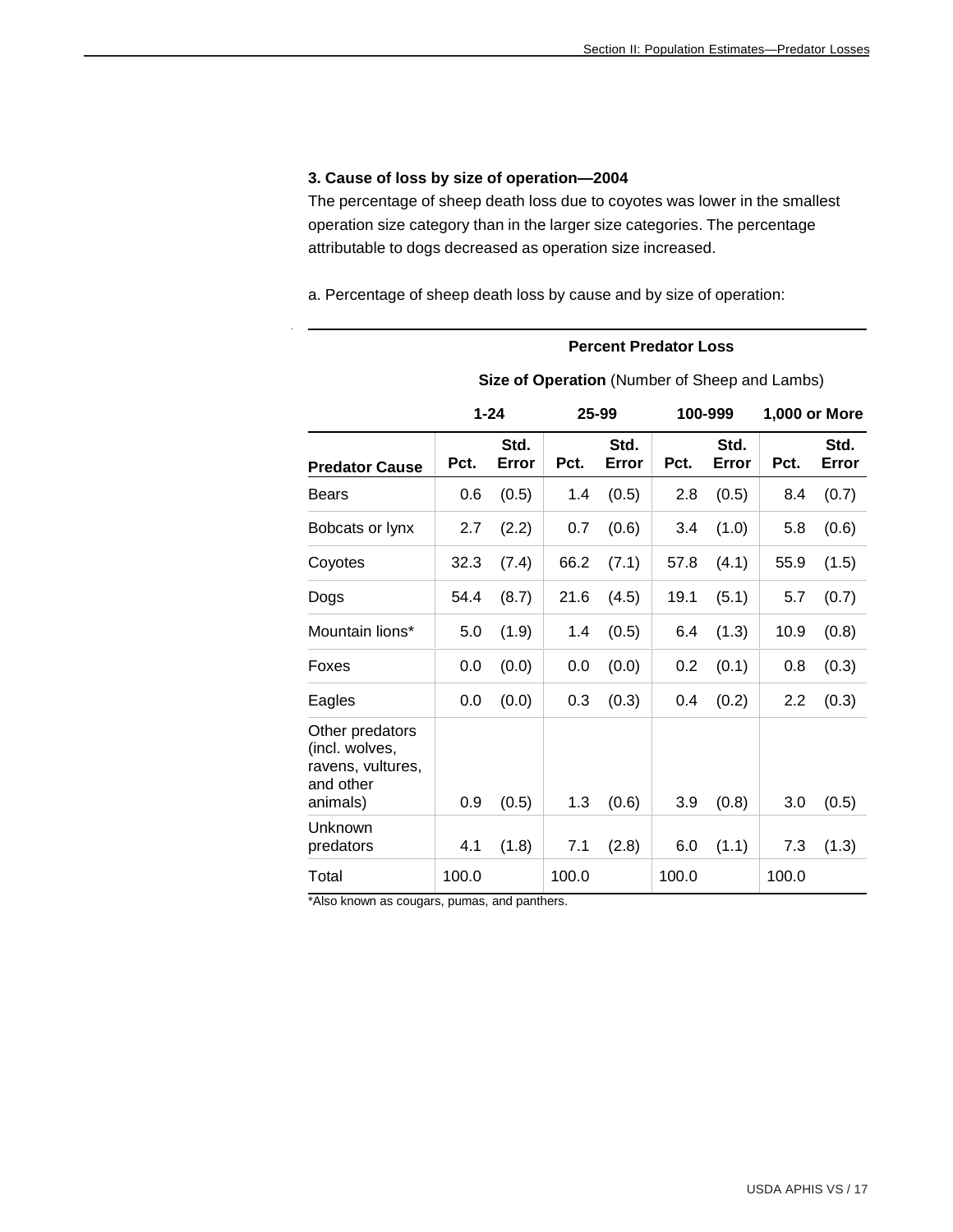### 3. Cause of loss by size of operation—2004

The percentage of sheep death loss due to coyotes was lower in the smallest operation size category than in the larger size categories. The percentage attributable to dogs decreased as operation size increased.

a. Percentage of sheep death loss by cause and by size of operation:

| | Percent Predator Loss | | | | | | | |
|---|---|---|---|---|---|---|---|---|
| | **Size of Operation** (Number of Sheep and Lambs) | | | | | | | |
| | **1-24** | | **25-99** | | **100-999** | | **1,000 or More** | |
| **Predator Cause** | **Pct.** | **Std. Error** | **Pct.** | **Std. Error** | **Pct.** | **Std. Error** | **Pct.** | **Std. Error** |
| Bears | 0.6 | (0.5) | 1.4 | (0.5) | 2.8 | (0.5) | 8.4 | (0.7) |
| Bobcats or lynx | 2.7 | (2.2) | 0.7 | (0.6) | 3.4 | (1.0) | 5.8 | (0.6) |
| Coyotes | 32.3 | (7.4) | 66.2 | (7.1) | 57.8 | (4.1) | 55.9 | (1.5) |
| Dogs | 54.4 | (8.7) | 21.6 | (4.5) | 19.1 | (5.1) | 5.7 | (0.7) |
| Mountain lions* | 5.0 | (1.9) | 1.4 | (0.5) | 6.4 | (1.3) | 10.9 | (0.8) |
| Foxes | 0.0 | (0.0) | 0.0 | (0.0) | 0.2 | (0.1) | 0.8 | (0.3) |
| Eagles | 0.0 | (0.0) | 0.3 | (0.3) | 0.4 | (0.2) | 2.2 | (0.3) |
| Other predators (incl. wolves, ravens, vultures, and other animals) | 0.9 | (0.5) | 1.3 | (0.6) | 3.9 | (0.8) | 3.0 | (0.5) |
| Unknown predators | 4.1 | (1.8) | 7.1 | (2.8) | 6.0 | (1.1) | 7.3 | (1.3) |
| Total | 100.0 | | 100.0 | | 100.0 | | 100.0 | |

*Also known as cougars, pumas, and panthers.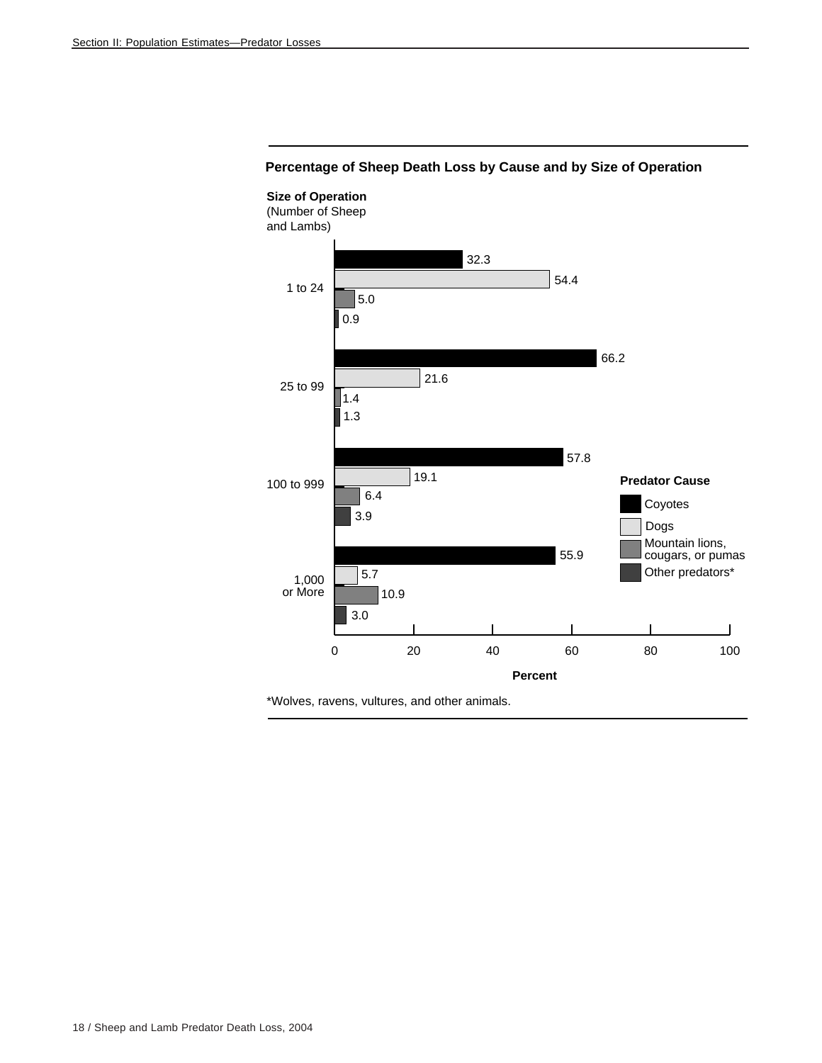**Percentage of Sheep Death Loss by Cause and by Size of Operation**

| Size of Operation (Number of Sheep and Lambs) | Coyotes | Dogs | Mountain lions, cougars, or pumas | Other predators* |
|---|---|---|---|---|
| 1 to 24 | 32.3 | 54.4 | 5.0 | 0.9 |
| 25 to 99 | 66.2 | 21.6 | 1.4 | 1.3 |
| 100 to 999 | 57.8 | 19.1 | 6.4 | 3.9 |
| 1,000 or More | 55.9 | 5.7 | 10.9 | 3.0 |

*Wolves, ravens, vultures, and other animals.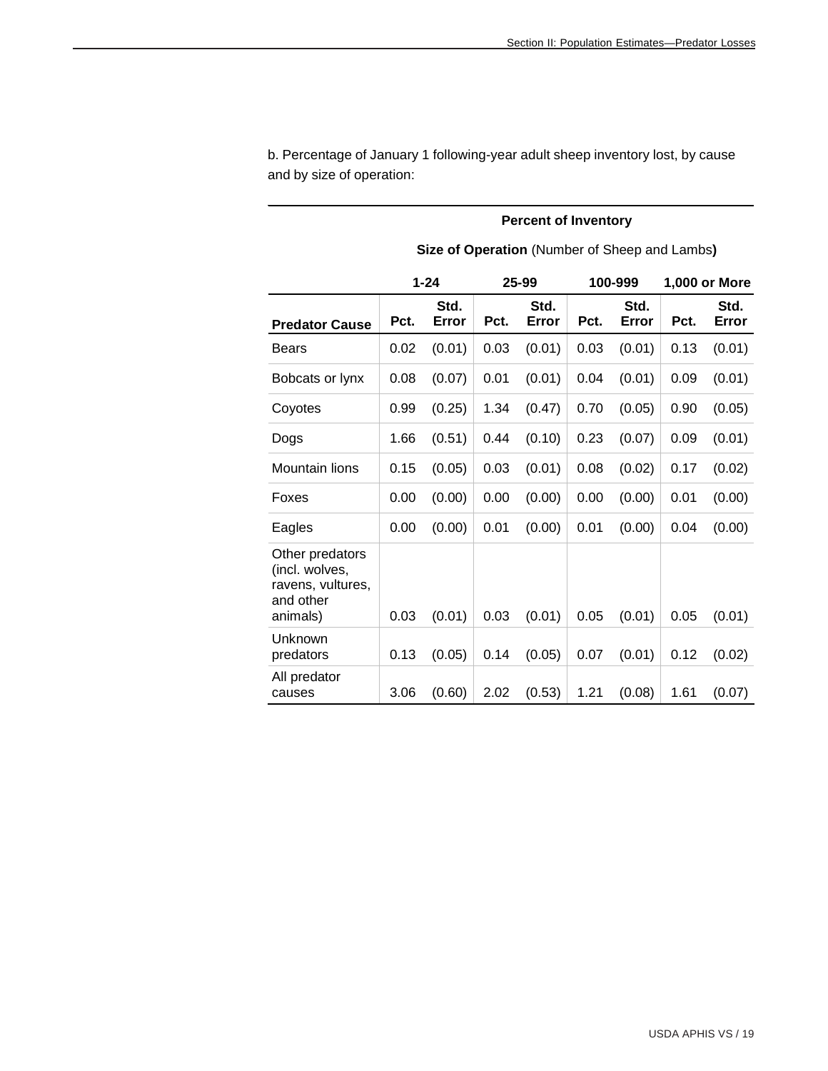b. Percentage of January 1 following-year adult sheep inventory lost, by cause and by size of operation:

| | Percent of Inventory | | | | | | | |
|---|---|---|---|---|---|---|---|---|
| | Size of Operation (Number of Sheep and Lambs) | | | | | | | |
| | 1-24 | | 25-99 | | 100-999 | | 1,000 or More | |
| Predator Cause | Pct. | Std. Error | Pct. | Std. Error | Pct. | Std. Error | Pct. | Std. Error |
| Bears | 0.02 | (0.01) | 0.03 | (0.01) | 0.03 | (0.01) | 0.13 | (0.01) |
| Bobcats or lynx | 0.08 | (0.07) | 0.01 | (0.01) | 0.04 | (0.01) | 0.09 | (0.01) |
| Coyotes | 0.99 | (0.25) | 1.34 | (0.47) | 0.70 | (0.05) | 0.90 | (0.05) |
| Dogs | 1.66 | (0.51) | 0.44 | (0.10) | 0.23 | (0.07) | 0.09 | (0.01) |
| Mountain lions | 0.15 | (0.05) | 0.03 | (0.01) | 0.08 | (0.02) | 0.17 | (0.02) |
| Foxes | 0.00 | (0.00) | 0.00 | (0.00) | 0.00 | (0.00) | 0.01 | (0.00) |
| Eagles | 0.00 | (0.00) | 0.01 | (0.00) | 0.01 | (0.00) | 0.04 | (0.00) |
| Other predators (incl. wolves, ravens, vultures, and other animals) | 0.03 | (0.01) | 0.03 | (0.01) | 0.05 | (0.01) | 0.05 | (0.01) |
| Unknown predators | 0.13 | (0.05) | 0.14 | (0.05) | 0.07 | (0.01) | 0.12 | (0.02) |
| All predator causes | 3.06 | (0.60) | 2.02 | (0.53) | 1.21 | (0.08) | 1.61 | (0.07) |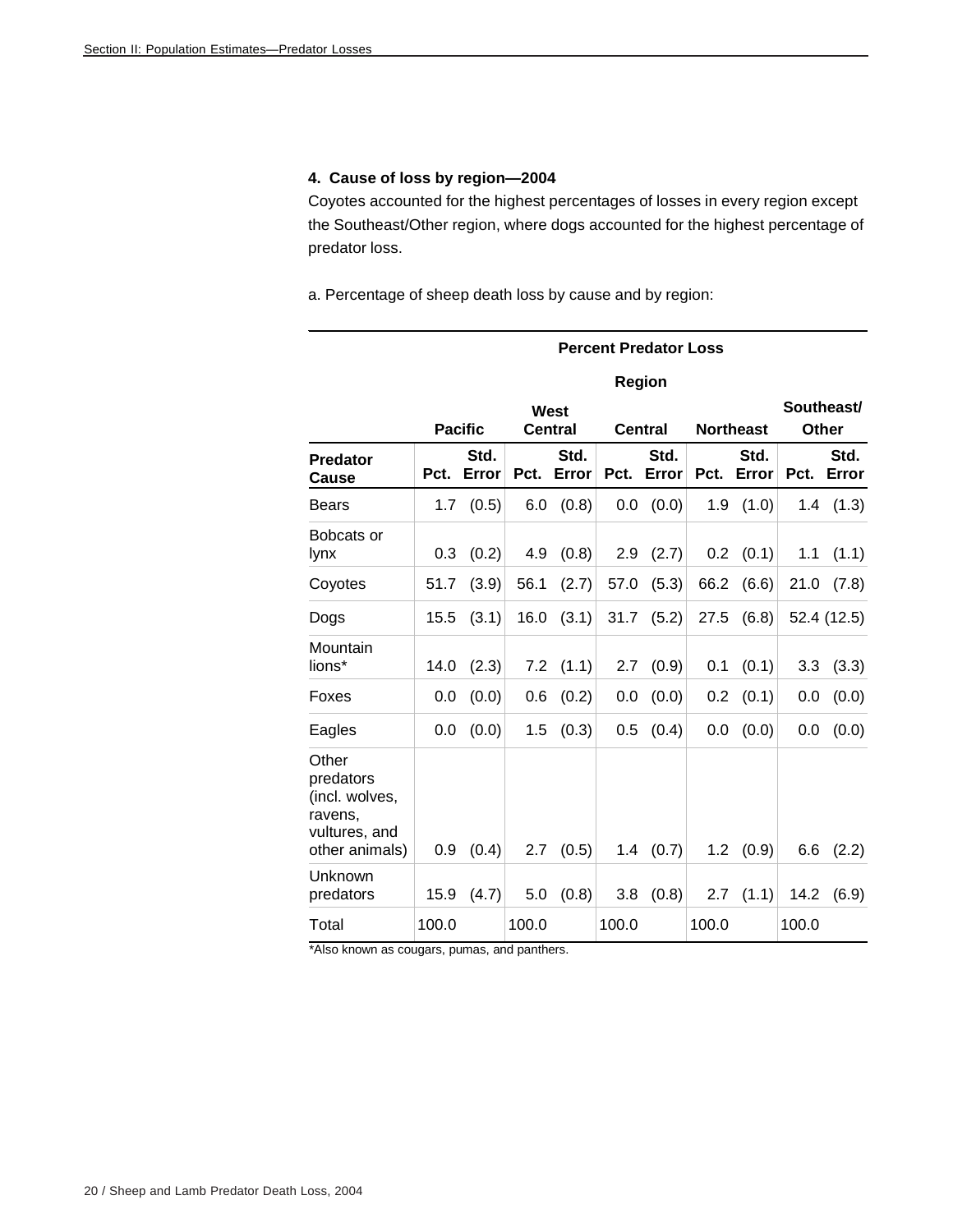#### 4. Cause of loss by region—2004

Coyotes accounted for the highest percentages of losses in every region except the Southeast/Other region, where dogs accounted for the highest percentage of predator loss.

a. Percentage of sheep death loss by cause and by region:

| | Percent Predator Loss | | | | | | | | | |
|---|---|---|---|---|---|---|---|---|---|---|
| | Region | | | | | | | | | |
| | Pacific | | West Central | | Central | | Northeast | | Southeast/ Other | |
| Predator Cause | Pct. | Std. Error | Pct. | Std. Error | Pct. | Std. Error | Pct. | Std. Error | Pct. | Std. Error |
| Bears | 1.7 | (0.5) | 6.0 | (0.8) | 0.0 | (0.0) | 1.9 | (1.0) | 1.4 | (1.3) |
| Bobcats or lynx | 0.3 | (0.2) | 4.9 | (0.8) | 2.9 | (2.7) | 0.2 | (0.1) | 1.1 | (1.1) |
| Coyotes | 51.7 | (3.9) | 56.1 | (2.7) | 57.0 | (5.3) | 66.2 | (6.6) | 21.0 | (7.8) |
| Dogs | 15.5 | (3.1) | 16.0 | (3.1) | 31.7 | (5.2) | 27.5 | (6.8) | 52.4 | (12.5) |
| Mountain lions* | 14.0 | (2.3) | 7.2 | (1.1) | 2.7 | (0.9) | 0.1 | (0.1) | 3.3 | (3.3) |
| Foxes | 0.0 | (0.0) | 0.6 | (0.2) | 0.0 | (0.0) | 0.2 | (0.1) | 0.0 | (0.0) |
| Eagles | 0.0 | (0.0) | 1.5 | (0.3) | 0.5 | (0.4) | 0.0 | (0.0) | 0.0 | (0.0) |
| Other predators (incl. wolves, ravens, vultures, and other animals) | 0.9 | (0.4) | 2.7 | (0.5) | 1.4 | (0.7) | 1.2 | (0.9) | 6.6 | (2.2) |
| Unknown predators | 15.9 | (4.7) | 5.0 | (0.8) | 3.8 | (0.8) | 2.7 | (1.1) | 14.2 | (6.9) |
| Total | 100.0 | | 100.0 | | 100.0 | | 100.0 | | 100.0 | |

*Also known as cougars, pumas, and panthers.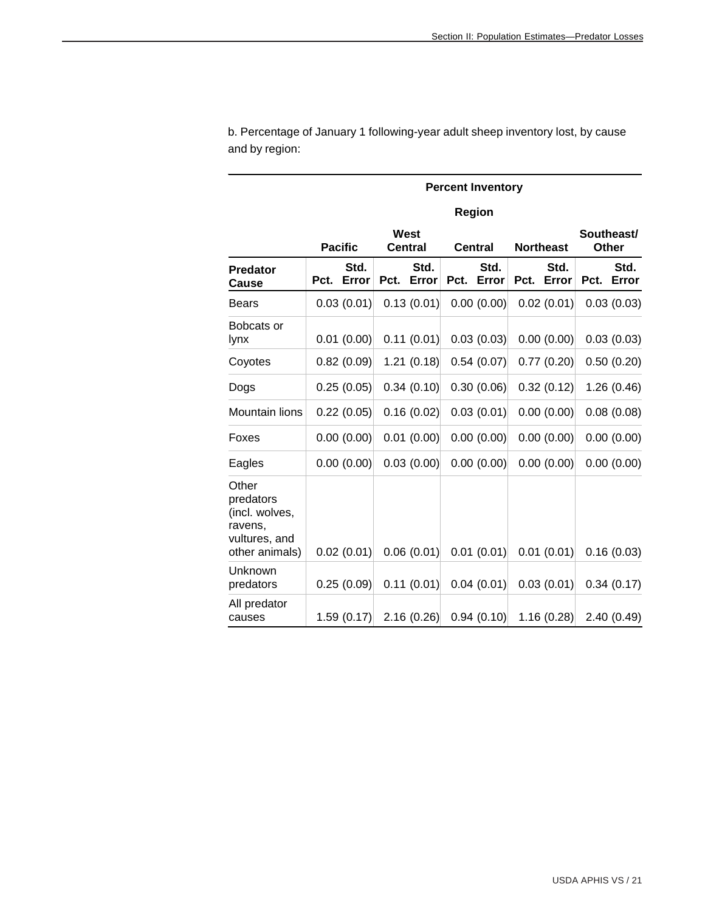b. Percentage of January 1 following-year adult sheep inventory lost, by cause and by region:

| | Percent Inventory | | | | | | | | | |
|---|---|---|---|---|---|---|---|---|---|---|
| | Region | | | | | | | | | |
| | Pacific | | West Central | | Central | | Northeast | | Southeast/ Other | |
| **Predator Cause** | **Pct.** | **Std. Error** | **Pct.** | **Std. Error** | **Pct.** | **Std. Error** | **Pct.** | **Std. Error** | **Pct.** | **Std. Error** |
| Bears | 0.03 | (0.01) | 0.13 | (0.01) | 0.00 | (0.00) | 0.02 | (0.01) | 0.03 | (0.03) |
| Bobcats or lynx | 0.01 | (0.00) | 0.11 | (0.01) | 0.03 | (0.03) | 0.00 | (0.00) | 0.03 | (0.03) |
| Coyotes | 0.82 | (0.09) | 1.21 | (0.18) | 0.54 | (0.07) | 0.77 | (0.20) | 0.50 | (0.20) |
| Dogs | 0.25 | (0.05) | 0.34 | (0.10) | 0.30 | (0.06) | 0.32 | (0.12) | 1.26 | (0.46) |
| Mountain lions | 0.22 | (0.05) | 0.16 | (0.02) | 0.03 | (0.01) | 0.00 | (0.00) | 0.08 | (0.08) |
| Foxes | 0.00 | (0.00) | 0.01 | (0.00) | 0.00 | (0.00) | 0.00 | (0.00) | 0.00 | (0.00) |
| Eagles | 0.00 | (0.00) | 0.03 | (0.00) | 0.00 | (0.00) | 0.00 | (0.00) | 0.00 | (0.00) |
| Other predators (incl. wolves, ravens, vultures, and other animals) | 0.02 | (0.01) | 0.06 | (0.01) | 0.01 | (0.01) | 0.01 | (0.01) | 0.16 | (0.03) |
| Unknown predators | 0.25 | (0.09) | 0.11 | (0.01) | 0.04 | (0.01) | 0.03 | (0.01) | 0.34 | (0.17) |
| All predator causes | 1.59 | (0.17) | 2.16 | (0.26) | 0.94 | (0.10) | 1.16 | (0.28) | 2.40 | (0.49) |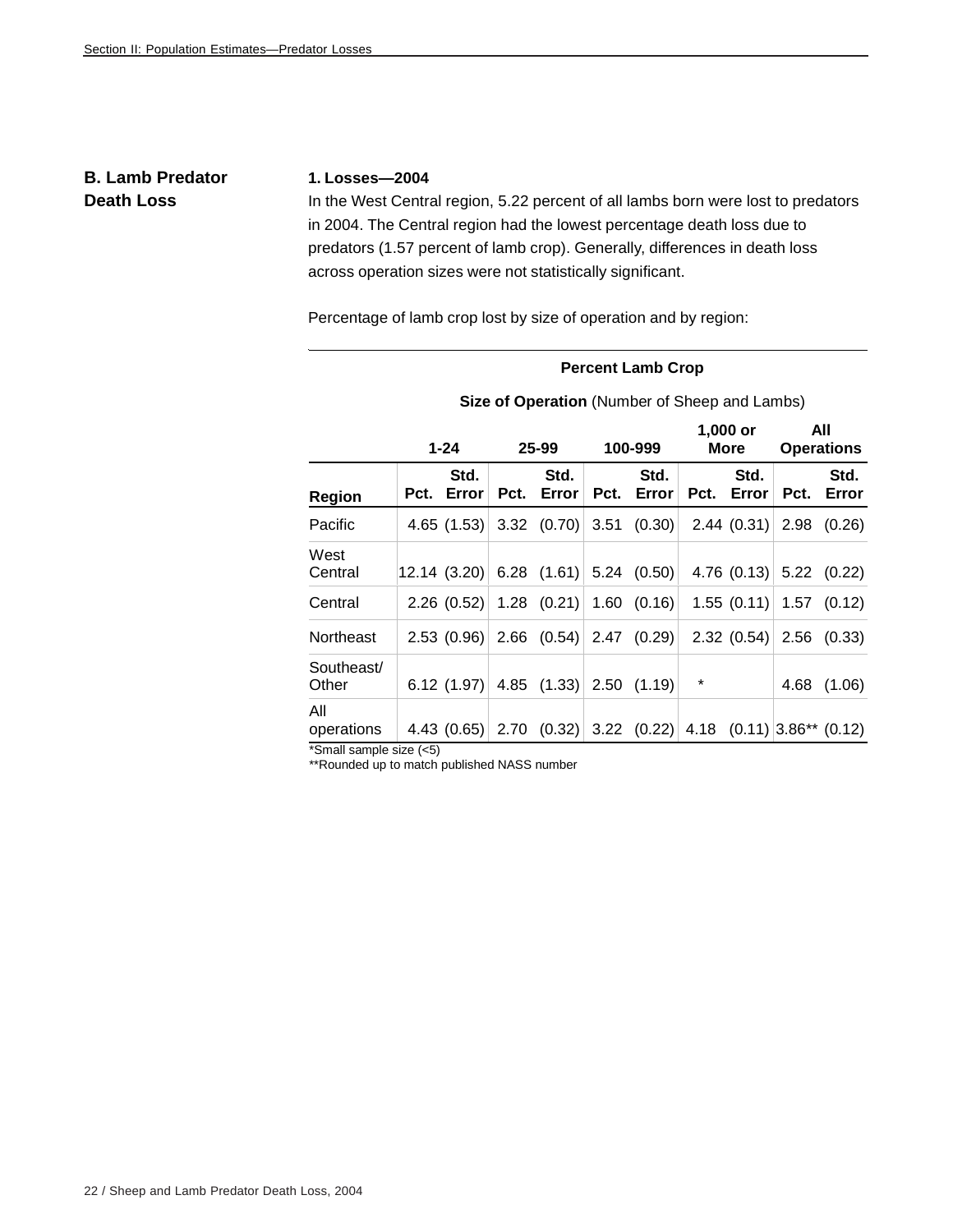## B. Lamb Predator Death Loss

**1. Losses—2004**

In the West Central region, 5.22 percent of all lambs born were lost to predators in 2004. The Central region had the lowest percentage death loss due to predators (1.57 percent of lamb crop). Generally, differences in death loss across operation sizes were not statistically significant.

Percentage of lamb crop lost by size of operation and by region:

| | **Percent Lamb Crop** | | | | | | | | | |
|---|---|---|---|---|---|---|---|---|---|---|
| | **Size of Operation** (Number of Sheep and Lambs) | | | | | | | | | |
| | **1-24** | | **25-99** | | **100-999** | | **1,000 or More** | | **All Operations** | |
| **Region** | **Pct.** | **Std. Error** | **Pct.** | **Std. Error** | **Pct.** | **Std. Error** | **Pct.** | **Std. Error** | **Pct.** | **Std. Error** |
| Pacific | 4.65 | (1.53) | 3.32 | (0.70) | 3.51 | (0.30) | 2.44 | (0.31) | 2.98 | (0.26) |
| West Central | 12.14 | (3.20) | 6.28 | (1.61) | 5.24 | (0.50) | 4.76 | (0.13) | 5.22 | (0.22) |
| Central | 2.26 | (0.52) | 1.28 | (0.21) | 1.60 | (0.16) | 1.55 | (0.11) | 1.57 | (0.12) |
| Northeast | 2.53 | (0.96) | 2.66 | (0.54) | 2.47 | (0.29) | 2.32 | (0.54) | 2.56 | (0.33) |
| Southeast/ Other | 6.12 | (1.97) | 4.85 | (1.33) | 2.50 | (1.19) | * | | 4.68 | (1.06) |
| All operations | 4.43 | (0.65) | 2.70 | (0.32) | 3.22 | (0.22) | 4.18 | (0.11) | 3.86** | (0.12) |

*Small sample size (<5)

**Rounded up to match published NASS number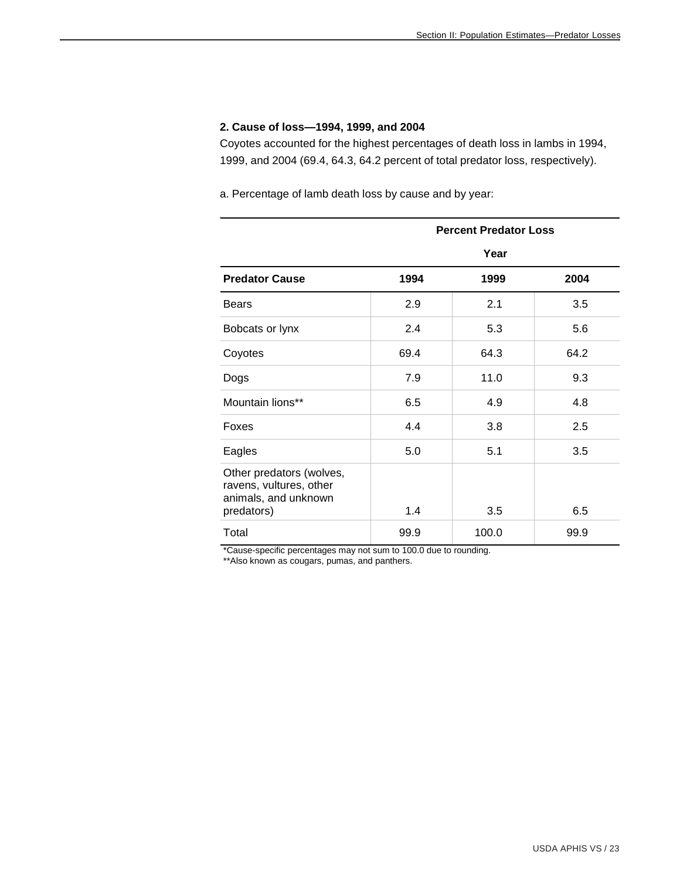### 2. Cause of loss—1994, 1999, and 2004

Coyotes accounted for the highest percentages of death loss in lambs in 1994, 1999, and 2004 (69.4, 64.3, 64.2 percent of total predator loss, respectively).

a. Percentage of lamb death loss by cause and by year:

| | Percent Predator Loss | | |
|---|---|---|---|
| | Year | | |
| **Predator Cause** | **1994** | **1999** | **2004** |
| Bears | 2.9 | 2.1 | 3.5 |
| Bobcats or lynx | 2.4 | 5.3 | 5.6 |
| Coyotes | 69.4 | 64.3 | 64.2 |
| Dogs | 7.9 | 11.0 | 9.3 |
| Mountain lions** | 6.5 | 4.9 | 4.8 |
| Foxes | 4.4 | 3.8 | 2.5 |
| Eagles | 5.0 | 5.1 | 3.5 |
| Other predators (wolves, ravens, vultures, other animals, and unknown predators) | 1.4 | 3.5 | 6.5 |
| Total | 99.9 | 100.0 | 99.9 |

*Cause-specific percentages may not sum to 100.0 due to rounding.

**Also known as cougars, pumas, and panthers.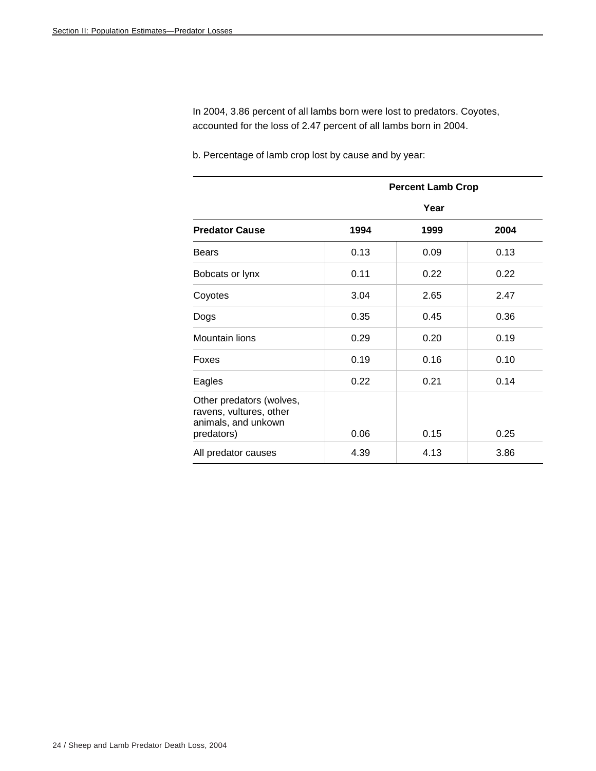In 2004, 3.86 percent of all lambs born were lost to predators. Coyotes, accounted for the loss of 2.47 percent of all lambs born in 2004.

b. Percentage of lamb crop lost by cause and by year:

| | Percent Lamb Crop | | |
|---|---|---|---|
| | Year | | |
| **Predator Cause** | **1994** | **1999** | **2004** |
| Bears | 0.13 | 0.09 | 0.13 |
| Bobcats or lynx | 0.11 | 0.22 | 0.22 |
| Coyotes | 3.04 | 2.65 | 2.47 |
| Dogs | 0.35 | 0.45 | 0.36 |
| Mountain lions | 0.29 | 0.20 | 0.19 |
| Foxes | 0.19 | 0.16 | 0.10 |
| Eagles | 0.22 | 0.21 | 0.14 |
| Other predators (wolves, ravens, vultures, other animals, and unkown predators) | 0.06 | 0.15 | 0.25 |
| All predator causes | 4.39 | 4.13 | 3.86 |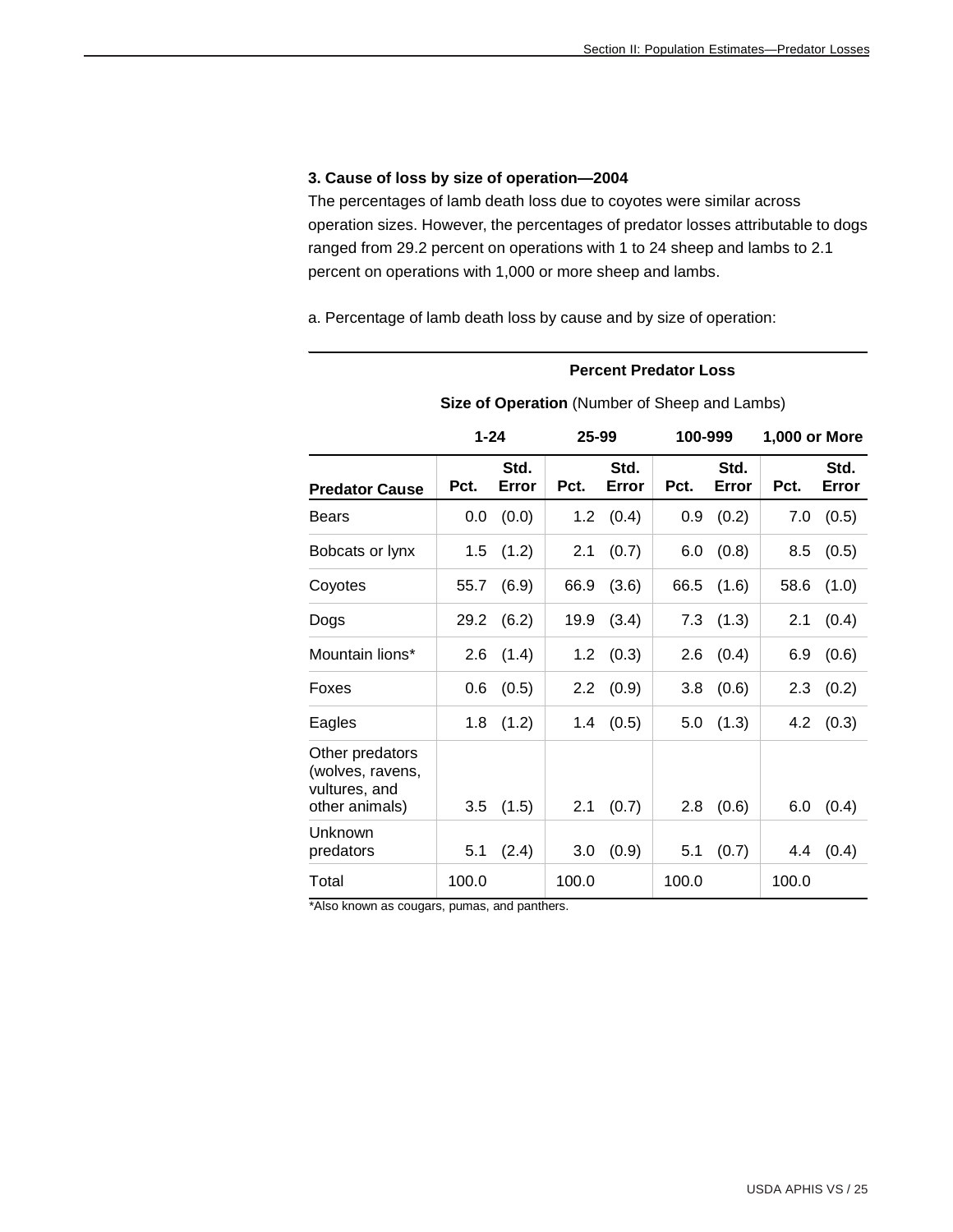### 3. Cause of loss by size of operation—2004

The percentages of lamb death loss due to coyotes were similar across operation sizes. However, the percentages of predator losses attributable to dogs ranged from 29.2 percent on operations with 1 to 24 sheep and lambs to 2.1 percent on operations with 1,000 or more sheep and lambs.

a. Percentage of lamb death loss by cause and by size of operation:

| | **Percent Predator Loss** | | | | | | | |
|---|---|---|---|---|---|---|---|---|
| | **Size of Operation** (Number of Sheep and Lambs) | | | | | | | |
| | **1-24** | | **25-99** | | **100-999** | | **1,000 or More** | |
| **Predator Cause** | **Pct.** | **Std. Error** | **Pct.** | **Std. Error** | **Pct.** | **Std. Error** | **Pct.** | **Std. Error** |
| Bears | 0.0 | (0.0) | 1.2 | (0.4) | 0.9 | (0.2) | 7.0 | (0.5) |
| Bobcats or lynx | 1.5 | (1.2) | 2.1 | (0.7) | 6.0 | (0.8) | 8.5 | (0.5) |
| Coyotes | 55.7 | (6.9) | 66.9 | (3.6) | 66.5 | (1.6) | 58.6 | (1.0) |
| Dogs | 29.2 | (6.2) | 19.9 | (3.4) | 7.3 | (1.3) | 2.1 | (0.4) |
| Mountain lions* | 2.6 | (1.4) | 1.2 | (0.3) | 2.6 | (0.4) | 6.9 | (0.6) |
| Foxes | 0.6 | (0.5) | 2.2 | (0.9) | 3.8 | (0.6) | 2.3 | (0.2) |
| Eagles | 1.8 | (1.2) | 1.4 | (0.5) | 5.0 | (1.3) | 4.2 | (0.3) |
| Other predators (wolves, ravens, vultures, and other animals) | 3.5 | (1.5) | 2.1 | (0.7) | 2.8 | (0.6) | 6.0 | (0.4) |
| Unknown predators | 5.1 | (2.4) | 3.0 | (0.9) | 5.1 | (0.7) | 4.4 | (0.4) |
| Total | 100.0 | | 100.0 | | 100.0 | | 100.0 | |

*Also known as cougars, pumas, and panthers.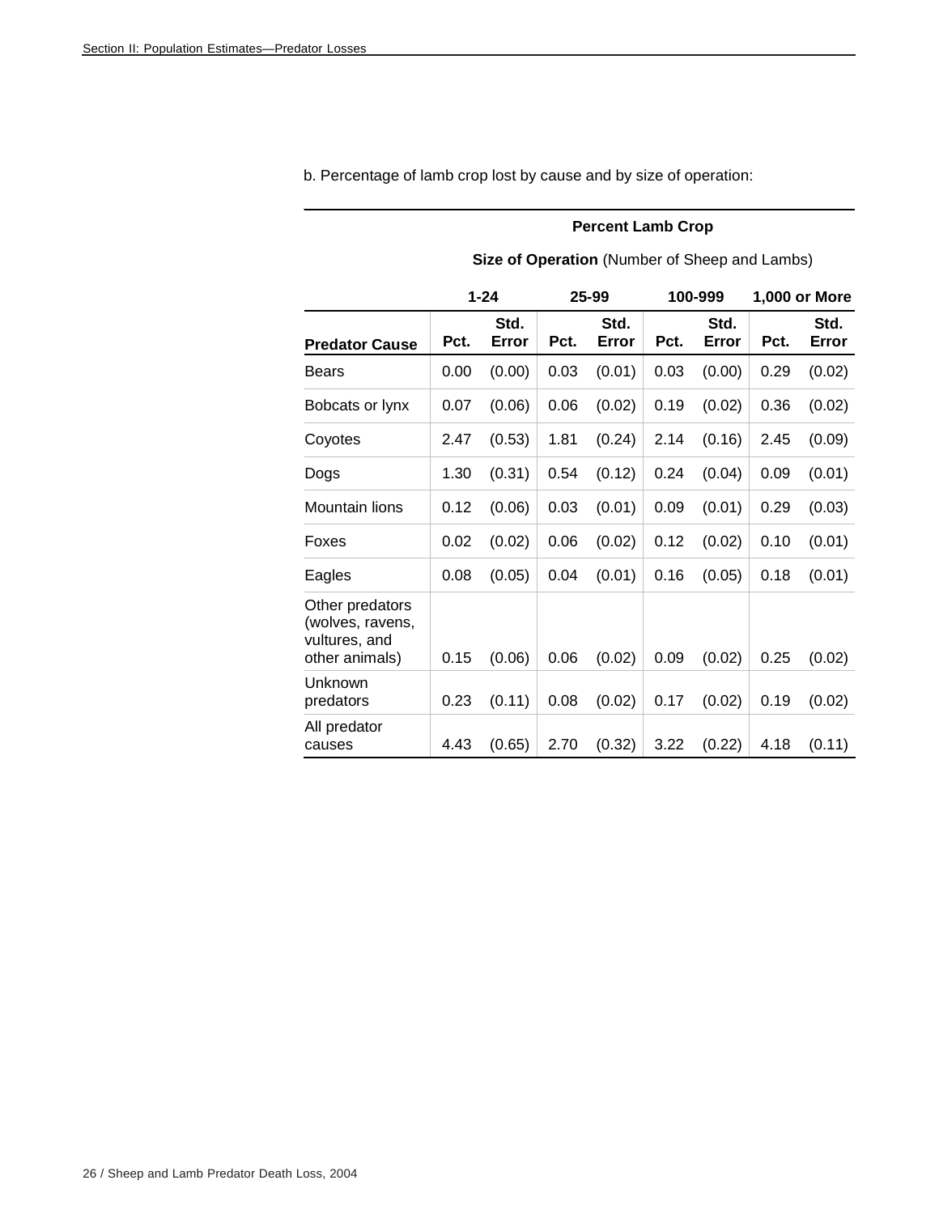b. Percentage of lamb crop lost by cause and by size of operation:

| | Percent Lamb Crop | | | | | | | |
|---|---|---|---|---|---|---|---|---|
| | Size of Operation (Number of Sheep and Lambs) | | | | | | | |
| | 1-24 | | 25-99 | | 100-999 | | 1,000 or More | |
| **Predator Cause** | **Pct.** | **Std. Error** | **Pct.** | **Std. Error** | **Pct.** | **Std. Error** | **Pct.** | **Std. Error** |
| Bears | 0.00 | (0.00) | 0.03 | (0.01) | 0.03 | (0.00) | 0.29 | (0.02) |
| Bobcats or lynx | 0.07 | (0.06) | 0.06 | (0.02) | 0.19 | (0.02) | 0.36 | (0.02) |
| Coyotes | 2.47 | (0.53) | 1.81 | (0.24) | 2.14 | (0.16) | 2.45 | (0.09) |
| Dogs | 1.30 | (0.31) | 0.54 | (0.12) | 0.24 | (0.04) | 0.09 | (0.01) |
| Mountain lions | 0.12 | (0.06) | 0.03 | (0.01) | 0.09 | (0.01) | 0.29 | (0.03) |
| Foxes | 0.02 | (0.02) | 0.06 | (0.02) | 0.12 | (0.02) | 0.10 | (0.01) |
| Eagles | 0.08 | (0.05) | 0.04 | (0.01) | 0.16 | (0.05) | 0.18 | (0.01) |
| Other predators (wolves, ravens, vultures, and other animals) | 0.15 | (0.06) | 0.06 | (0.02) | 0.09 | (0.02) | 0.25 | (0.02) |
| Unknown predators | 0.23 | (0.11) | 0.08 | (0.02) | 0.17 | (0.02) | 0.19 | (0.02) |
| All predator causes | 4.43 | (0.65) | 2.70 | (0.32) | 3.22 | (0.22) | 4.18 | (0.11) |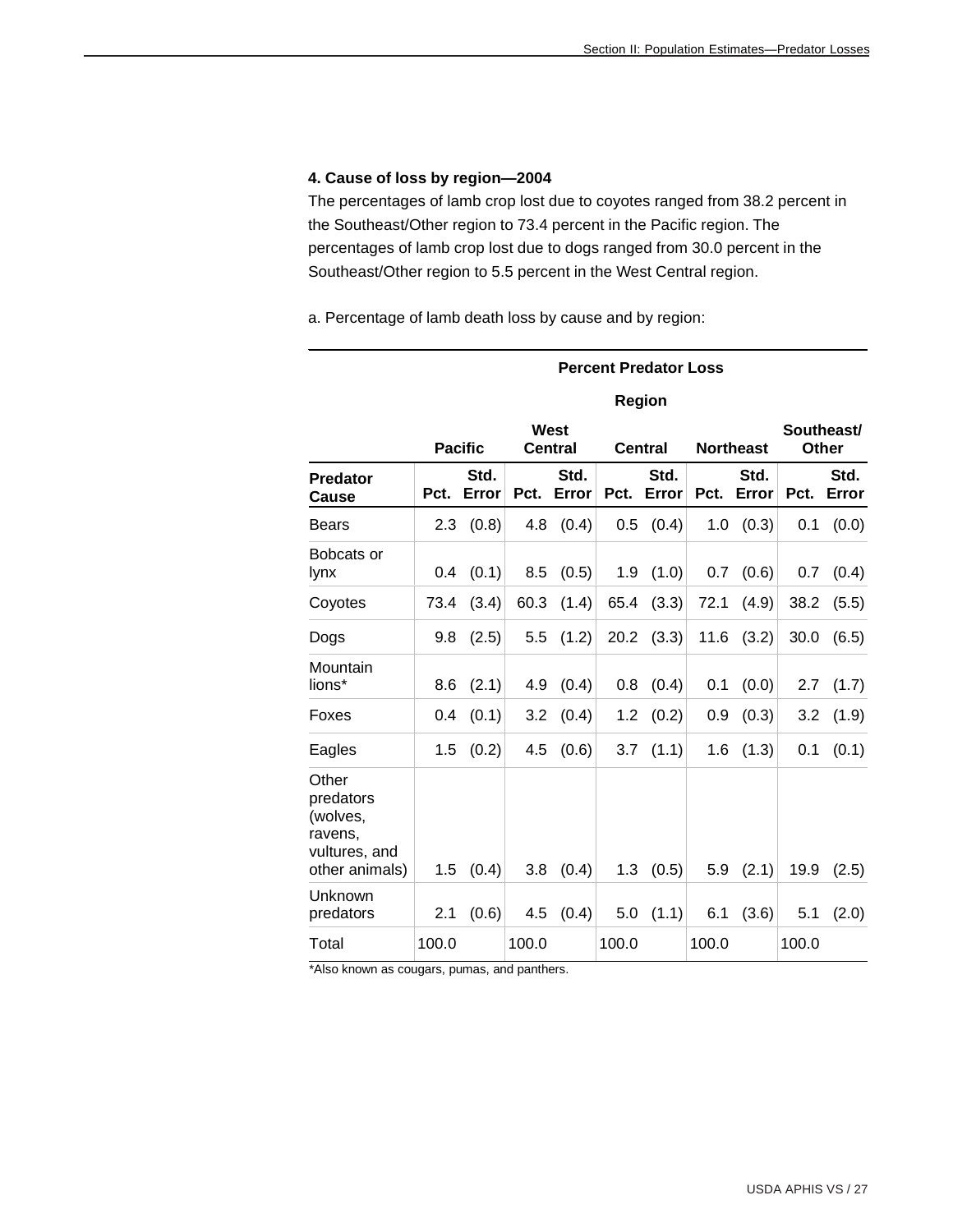**4. Cause of loss by region—2004**

The percentages of lamb crop lost due to coyotes ranged from 38.2 percent in the Southeast/Other region to 73.4 percent in the Pacific region. The percentages of lamb crop lost due to dogs ranged from 30.0 percent in the Southeast/Other region to 5.5 percent in the West Central region.

a. Percentage of lamb death loss by cause and by region:

| | Percent Predator Loss | | | | | | | | | |
|---|---|---|---|---|---|---|---|---|---|---|
| | Region | | | | | | | | | |
| | Pacific | | West Central | | Central | | Northeast | | Southeast/ Other | |
| Predator Cause | Pct. | Std. Error | Pct. | Std. Error | Pct. | Std. Error | Pct. | Std. Error | Pct. | Std. Error |
| Bears | 2.3 | (0.8) | 4.8 | (0.4) | 0.5 | (0.4) | 1.0 | (0.3) | 0.1 | (0.0) |
| Bobcats or lynx | 0.4 | (0.1) | 8.5 | (0.5) | 1.9 | (1.0) | 0.7 | (0.6) | 0.7 | (0.4) |
| Coyotes | 73.4 | (3.4) | 60.3 | (1.4) | 65.4 | (3.3) | 72.1 | (4.9) | 38.2 | (5.5) |
| Dogs | 9.8 | (2.5) | 5.5 | (1.2) | 20.2 | (3.3) | 11.6 | (3.2) | 30.0 | (6.5) |
| Mountain lions* | 8.6 | (2.1) | 4.9 | (0.4) | 0.8 | (0.4) | 0.1 | (0.0) | 2.7 | (1.7) |
| Foxes | 0.4 | (0.1) | 3.2 | (0.4) | 1.2 | (0.2) | 0.9 | (0.3) | 3.2 | (1.9) |
| Eagles | 1.5 | (0.2) | 4.5 | (0.6) | 3.7 | (1.1) | 1.6 | (1.3) | 0.1 | (0.1) |
| Other predators (wolves, ravens, vultures, and other animals) | 1.5 | (0.4) | 3.8 | (0.4) | 1.3 | (0.5) | 5.9 | (2.1) | 19.9 | (2.5) |
| Unknown predators | 2.1 | (0.6) | 4.5 | (0.4) | 5.0 | (1.1) | 6.1 | (3.6) | 5.1 | (2.0) |
| Total | 100.0 | | 100.0 | | 100.0 | | 100.0 | | 100.0 | |

*Also known as cougars, pumas, and panthers.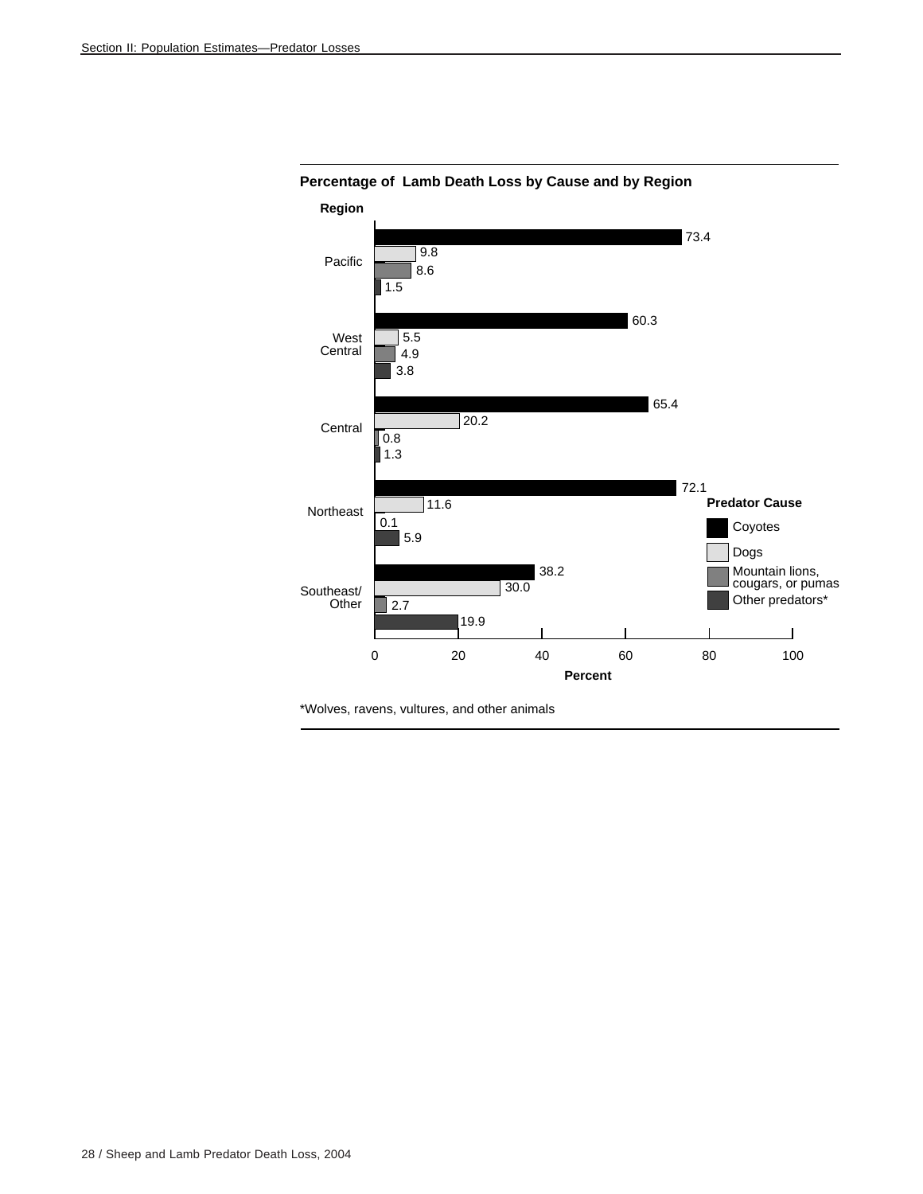**Percentage of Lamb Death Loss by Cause and by Region**

| Region | Coyotes | Dogs | Mountain lions, cougars, or pumas | Other predators* |
|---|---|---|---|---|
| Pacific | 73.4 | 9.8 | 8.6 | 1.5 |
| West Central | 60.3 | 5.5 | 4.9 | 3.8 |
| Central | 65.4 | 20.2 | 0.8 | 1.3 |
| Northeast | 72.1 | 11.6 | 0.1 | 5.9 |
| Southeast/Other | 38.2 | 30.0 | 2.7 | 19.9 |

Percent

*Wolves, ravens, vultures, and other animals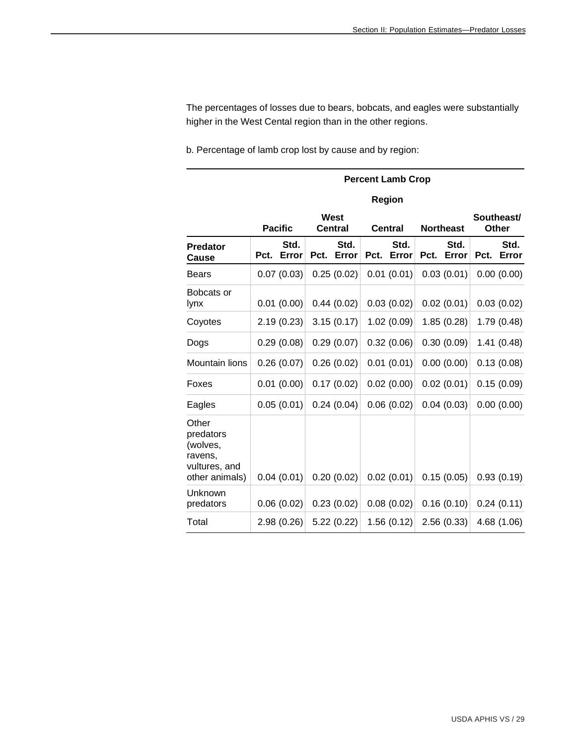The percentages of losses due to bears, bobcats, and eagles were substantially higher in the West Cental region than in the other regions.

b. Percentage of lamb crop lost by cause and by region:

| | **Percent Lamb Crop** | | | | | | | | | |
|---|---|---|---|---|---|---|---|---|---|---|
| | **Region** | | | | | | | | | |
| | **Pacific** | | **West Central** | | **Central** | | **Northeast** | | **Southeast/ Other** | |
| **Predator Cause** | **Pct.** | **Std. Error** | **Pct.** | **Std. Error** | **Pct.** | **Std. Error** | **Pct.** | **Std. Error** | **Pct.** | **Std. Error** |
| Bears | 0.07 | (0.03) | 0.25 | (0.02) | 0.01 | (0.01) | 0.03 | (0.01) | 0.00 | (0.00) |
| Bobcats or lynx | 0.01 | (0.00) | 0.44 | (0.02) | 0.03 | (0.02) | 0.02 | (0.01) | 0.03 | (0.02) |
| Coyotes | 2.19 | (0.23) | 3.15 | (0.17) | 1.02 | (0.09) | 1.85 | (0.28) | 1.79 | (0.48) |
| Dogs | 0.29 | (0.08) | 0.29 | (0.07) | 0.32 | (0.06) | 0.30 | (0.09) | 1.41 | (0.48) |
| Mountain lions | 0.26 | (0.07) | 0.26 | (0.02) | 0.01 | (0.01) | 0.00 | (0.00) | 0.13 | (0.08) |
| Foxes | 0.01 | (0.00) | 0.17 | (0.02) | 0.02 | (0.00) | 0.02 | (0.01) | 0.15 | (0.09) |
| Eagles | 0.05 | (0.01) | 0.24 | (0.04) | 0.06 | (0.02) | 0.04 | (0.03) | 0.00 | (0.00) |
| Other predators (wolves, ravens, vultures, and other animals) | 0.04 | (0.01) | 0.20 | (0.02) | 0.02 | (0.01) | 0.15 | (0.05) | 0.93 | (0.19) |
| Unknown predators | 0.06 | (0.02) | 0.23 | (0.02) | 0.08 | (0.02) | 0.16 | (0.10) | 0.24 | (0.11) |
| Total | 2.98 | (0.26) | 5.22 | (0.22) | 1.56 | (0.12) | 2.56 | (0.33) | 4.68 | (1.06) |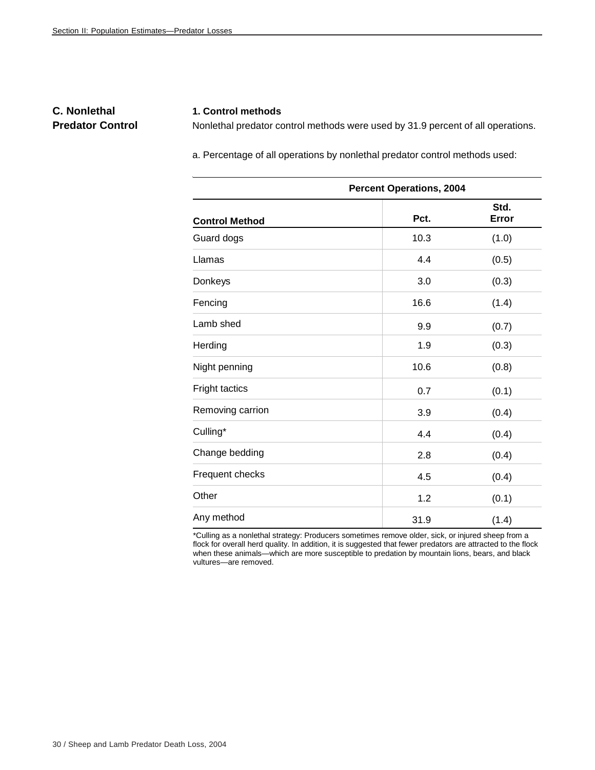## C. Nonlethal Predator Control

### 1. Control methods

Nonlethal predator control methods were used by 31.9 percent of all operations.

a. Percentage of all operations by nonlethal predator control methods used:

| | Percent Operations, 2004 | |
|---|---|---|
| **Control Method** | **Pct.** | **Std. Error** |
| Guard dogs | 10.3 | (1.0) |
| Llamas | 4.4 | (0.5) |
| Donkeys | 3.0 | (0.3) |
| Fencing | 16.6 | (1.4) |
| Lamb shed | 9.9 | (0.7) |
| Herding | 1.9 | (0.3) |
| Night penning | 10.6 | (0.8) |
| Fright tactics | 0.7 | (0.1) |
| Removing carrion | 3.9 | (0.4) |
| Culling* | 4.4 | (0.4) |
| Change bedding | 2.8 | (0.4) |
| Frequent checks | 4.5 | (0.4) |
| Other | 1.2 | (0.1) |
| Any method | 31.9 | (1.4) |

*Culling as a nonlethal strategy: Producers sometimes remove older, sick, or injured sheep from a flock for overall herd quality. In addition, it is suggested that fewer predators are attracted to the flock when these animals—which are more susceptible to predation by mountain lions, bears, and black vultures—are removed.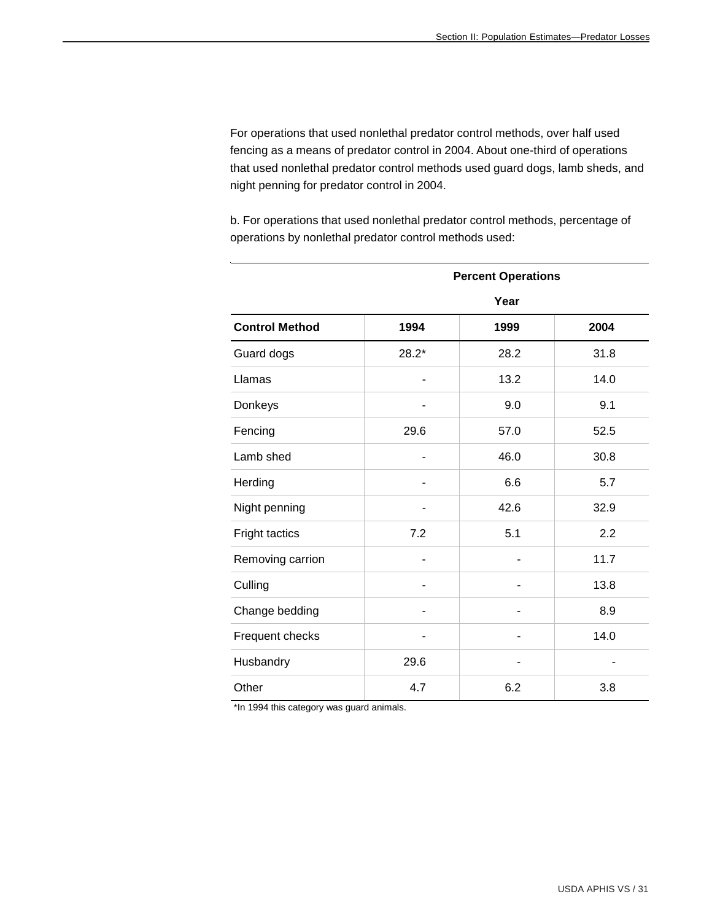For operations that used nonlethal predator control methods, over half used fencing as a means of predator control in 2004. About one-third of operations that used nonlethal predator control methods used guard dogs, lamb sheds, and night penning for predator control in 2004.

b. For operations that used nonlethal predator control methods, percentage of operations by nonlethal predator control methods used:

| | Percent Operations | | |
|---|---|---|---|
| | Year | | |
| **Control Method** | **1994** | **1999** | **2004** |
| Guard dogs | 28.2* | 28.2 | 31.8 |
| Llamas | - | 13.2 | 14.0 |
| Donkeys | - | 9.0 | 9.1 |
| Fencing | 29.6 | 57.0 | 52.5 |
| Lamb shed | - | 46.0 | 30.8 |
| Herding | - | 6.6 | 5.7 |
| Night penning | - | 42.6 | 32.9 |
| Fright tactics | 7.2 | 5.1 | 2.2 |
| Removing carrion | - | - | 11.7 |
| Culling | - | - | 13.8 |
| Change bedding | - | - | 8.9 |
| Frequent checks | - | - | 14.0 |
| Husbandry | 29.6 | - | - |
| Other | 4.7 | 6.2 | 3.8 |

*In 1994 this category was guard animals.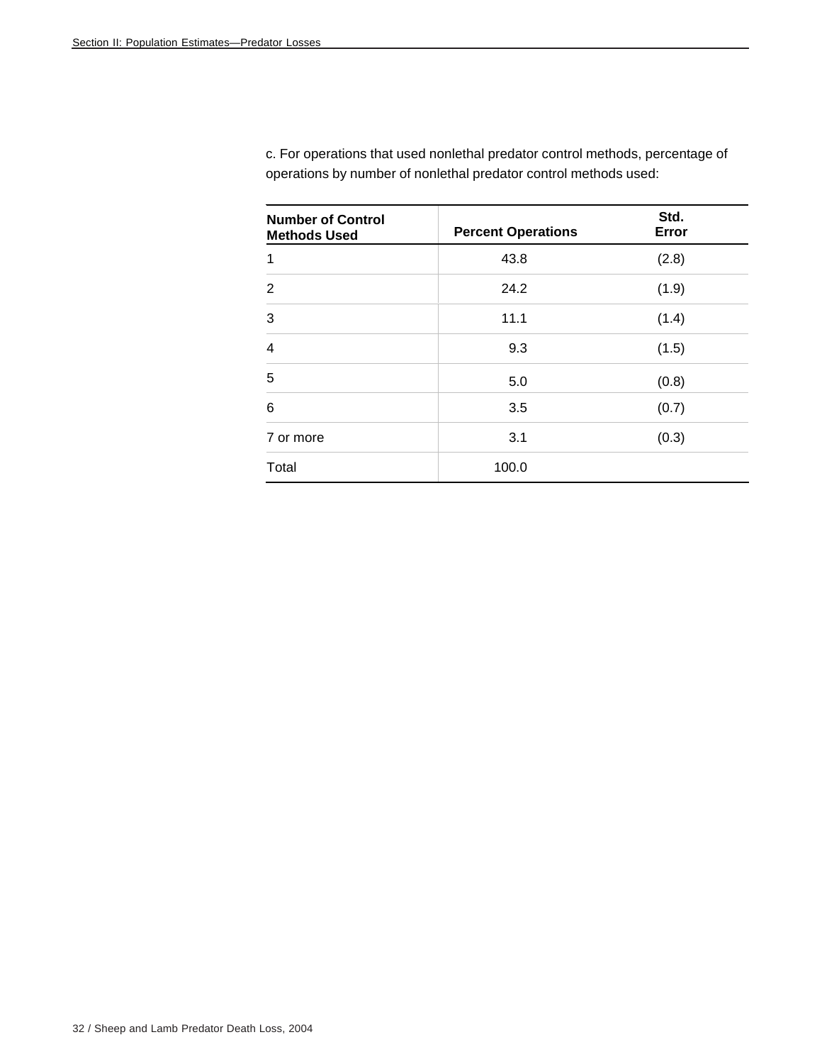c. For operations that used nonlethal predator control methods, percentage of operations by number of nonlethal predator control methods used:

| Number of Control Methods Used | Percent Operations | Std. Error |
|---|---|---|
| 1 | 43.8 | (2.8) |
| 2 | 24.2 | (1.9) |
| 3 | 11.1 | (1.4) |
| 4 | 9.3 | (1.5) |
| 5 | 5.0 | (0.8) |
| 6 | 3.5 | (0.7) |
| 7 or more | 3.1 | (0.3) |
| Total | 100.0 | |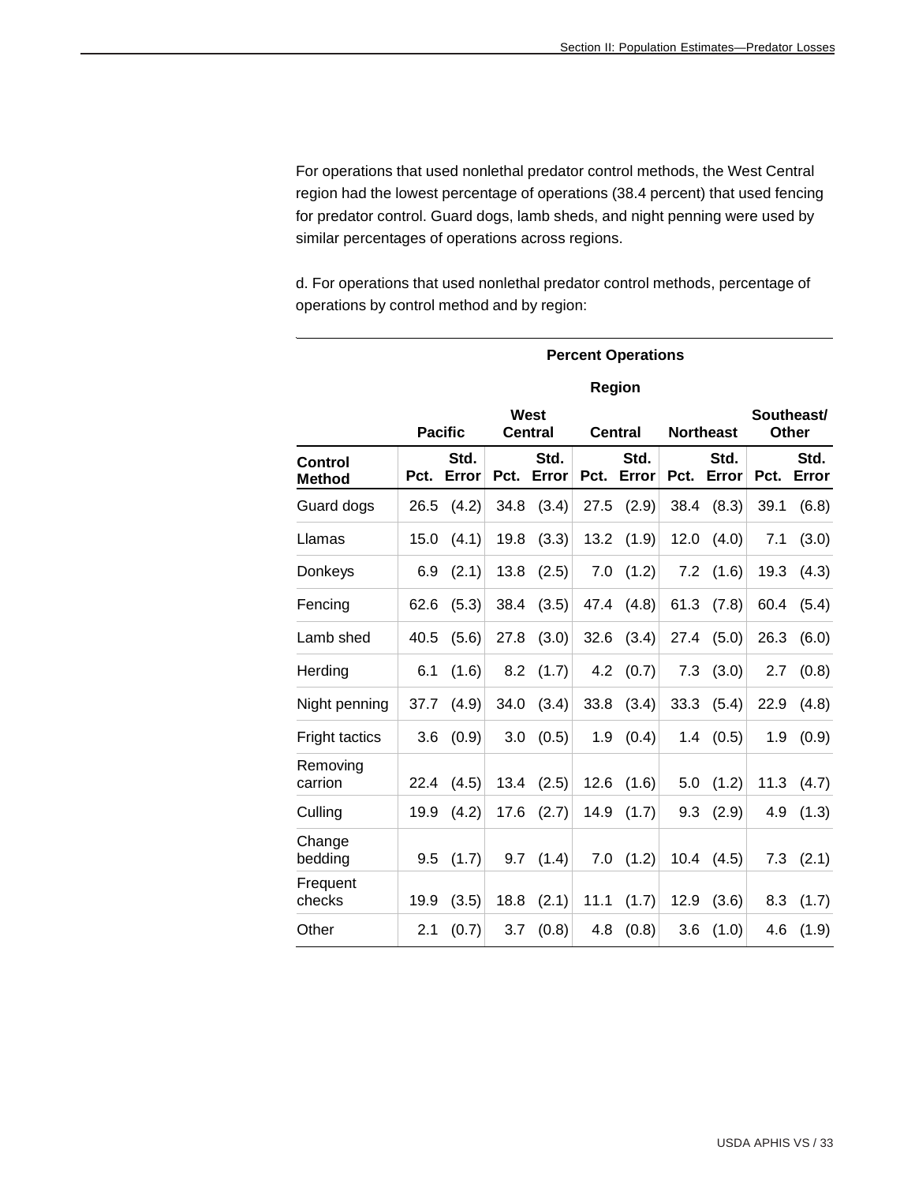For operations that used nonlethal predator control methods, the West Central region had the lowest percentage of operations (38.4 percent) that used fencing for predator control. Guard dogs, lamb sheds, and night penning were used by similar percentages of operations across regions.

d. For operations that used nonlethal predator control methods, percentage of operations by control method and by region:

| | Percent Operations | | | | | | | | | |
|---|---|---|---|---|---|---|---|---|---|---|
| | Region | | | | | | | | | |
| | Pacific | | West Central | | Central | | Northeast | | Southeast/ Other | |
| **Control Method** | **Pct.** | **Std. Error** | **Pct.** | **Std. Error** | **Pct.** | **Std. Error** | **Pct.** | **Std. Error** | **Pct.** | **Std. Error** |
| Guard dogs | 26.5 | (4.2) | 34.8 | (3.4) | 27.5 | (2.9) | 38.4 | (8.3) | 39.1 | (6.8) |
| Llamas | 15.0 | (4.1) | 19.8 | (3.3) | 13.2 | (1.9) | 12.0 | (4.0) | 7.1 | (3.0) |
| Donkeys | 6.9 | (2.1) | 13.8 | (2.5) | 7.0 | (1.2) | 7.2 | (1.6) | 19.3 | (4.3) |
| Fencing | 62.6 | (5.3) | 38.4 | (3.5) | 47.4 | (4.8) | 61.3 | (7.8) | 60.4 | (5.4) |
| Lamb shed | 40.5 | (5.6) | 27.8 | (3.0) | 32.6 | (3.4) | 27.4 | (5.0) | 26.3 | (6.0) |
| Herding | 6.1 | (1.6) | 8.2 | (1.7) | 4.2 | (0.7) | 7.3 | (3.0) | 2.7 | (0.8) |
| Night penning | 37.7 | (4.9) | 34.0 | (3.4) | 33.8 | (3.4) | 33.3 | (5.4) | 22.9 | (4.8) |
| Fright tactics | 3.6 | (0.9) | 3.0 | (0.5) | 1.9 | (0.4) | 1.4 | (0.5) | 1.9 | (0.9) |
| Removing carrion | 22.4 | (4.5) | 13.4 | (2.5) | 12.6 | (1.6) | 5.0 | (1.2) | 11.3 | (4.7) |
| Culling | 19.9 | (4.2) | 17.6 | (2.7) | 14.9 | (1.7) | 9.3 | (2.9) | 4.9 | (1.3) |
| Change bedding | 9.5 | (1.7) | 9.7 | (1.4) | 7.0 | (1.2) | 10.4 | (4.5) | 7.3 | (2.1) |
| Frequent checks | 19.9 | (3.5) | 18.8 | (2.1) | 11.1 | (1.7) | 12.9 | (3.6) | 8.3 | (1.7) |
| Other | 2.1 | (0.7) | 3.7 | (0.8) | 4.8 | (0.8) | 3.6 | (1.0) | 4.6 | (1.9) |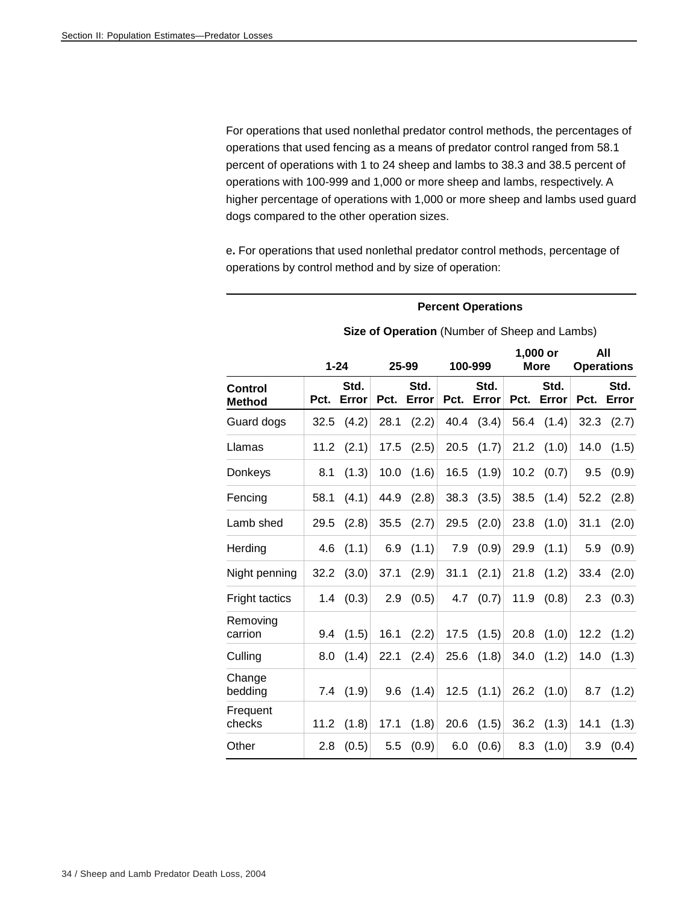For operations that used nonlethal predator control methods, the percentages of operations that used fencing as a means of predator control ranged from 58.1 percent of operations with 1 to 24 sheep and lambs to 38.3 and 38.5 percent of operations with 100-999 and 1,000 or more sheep and lambs, respectively. A higher percentage of operations with 1,000 or more sheep and lambs used guard dogs compared to the other operation sizes.

e**.** For operations that used nonlethal predator control methods, percentage of operations by control method and by size of operation:

| | **Percent Operations** | | | | | | | | | |
|---|---|---|---|---|---|---|---|---|---|---|
| | **Size of Operation** (Number of Sheep and Lambs) | | | | | | | | | |
| | **1-24** | | **25-99** | | **100-999** | | **1,000 or More** | | **All Operations** | |
| **Control Method** | **Pct.** | **Std. Error** | **Pct.** | **Std. Error** | **Pct.** | **Std. Error** | **Pct.** | **Std. Error** | **Pct.** | **Std. Error** |
| Guard dogs | 32.5 | (4.2) | 28.1 | (2.2) | 40.4 | (3.4) | 56.4 | (1.4) | 32.3 | (2.7) |
| Llamas | 11.2 | (2.1) | 17.5 | (2.5) | 20.5 | (1.7) | 21.2 | (1.0) | 14.0 | (1.5) |
| Donkeys | 8.1 | (1.3) | 10.0 | (1.6) | 16.5 | (1.9) | 10.2 | (0.7) | 9.5 | (0.9) |
| Fencing | 58.1 | (4.1) | 44.9 | (2.8) | 38.3 | (3.5) | 38.5 | (1.4) | 52.2 | (2.8) |
| Lamb shed | 29.5 | (2.8) | 35.5 | (2.7) | 29.5 | (2.0) | 23.8 | (1.0) | 31.1 | (2.0) |
| Herding | 4.6 | (1.1) | 6.9 | (1.1) | 7.9 | (0.9) | 29.9 | (1.1) | 5.9 | (0.9) |
| Night penning | 32.2 | (3.0) | 37.1 | (2.9) | 31.1 | (2.1) | 21.8 | (1.2) | 33.4 | (2.0) |
| Fright tactics | 1.4 | (0.3) | 2.9 | (0.5) | 4.7 | (0.7) | 11.9 | (0.8) | 2.3 | (0.3) |
| Removing carrion | 9.4 | (1.5) | 16.1 | (2.2) | 17.5 | (1.5) | 20.8 | (1.0) | 12.2 | (1.2) |
| Culling | 8.0 | (1.4) | 22.1 | (2.4) | 25.6 | (1.8) | 34.0 | (1.2) | 14.0 | (1.3) |
| Change bedding | 7.4 | (1.9) | 9.6 | (1.4) | 12.5 | (1.1) | 26.2 | (1.0) | 8.7 | (1.2) |
| Frequent checks | 11.2 | (1.8) | 17.1 | (1.8) | 20.6 | (1.5) | 36.2 | (1.3) | 14.1 | (1.3) |
| Other | 2.8 | (0.5) | 5.5 | (0.9) | 6.0 | (0.6) | 8.3 | (1.0) | 3.9 | (0.4) |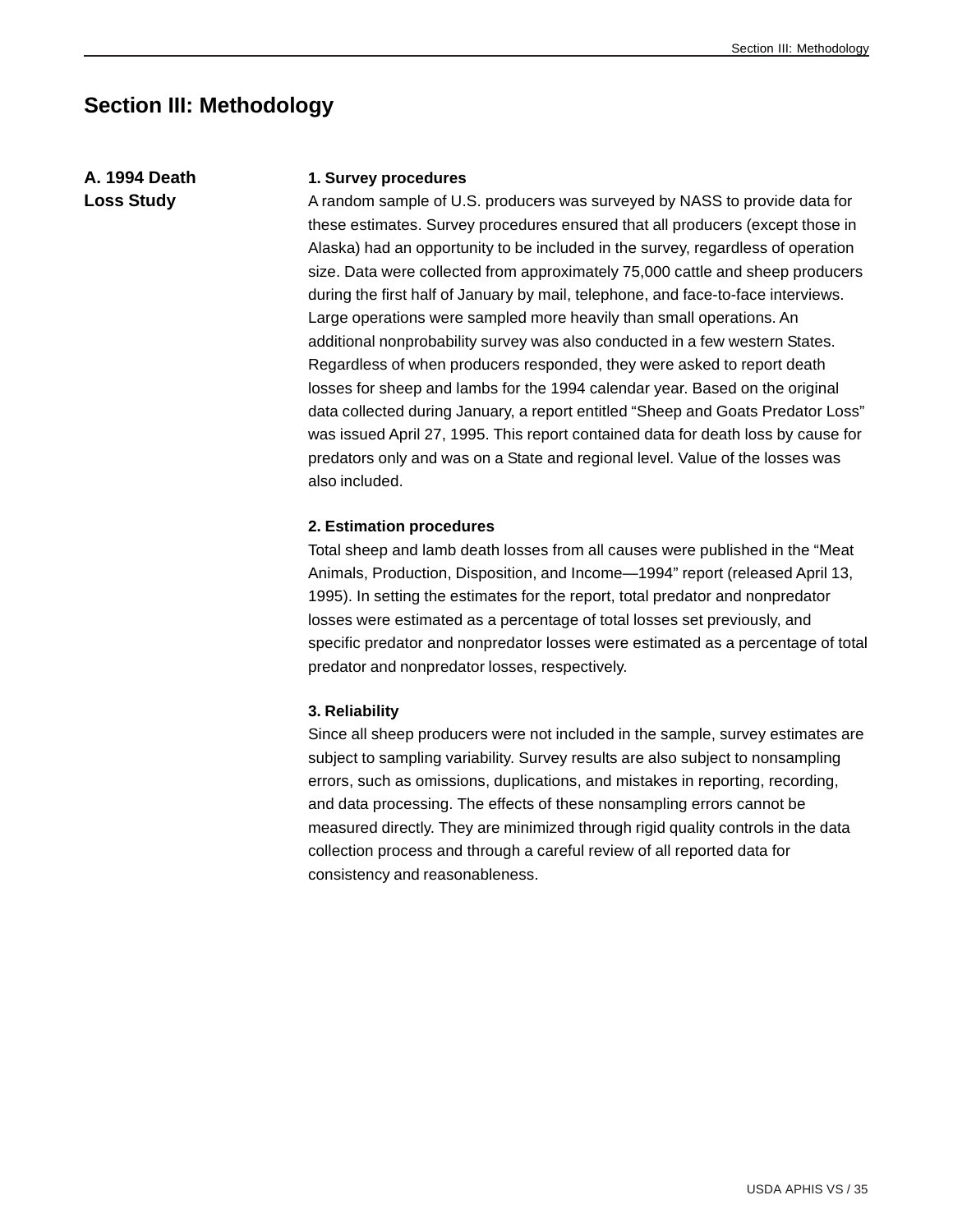# Section III: Methodology

## A. 1994 Death Loss Study

### 1. Survey procedures

A random sample of U.S. producers was surveyed by NASS to provide data for these estimates. Survey procedures ensured that all producers (except those in Alaska) had an opportunity to be included in the survey, regardless of operation size. Data were collected from approximately 75,000 cattle and sheep producers during the first half of January by mail, telephone, and face-to-face interviews. Large operations were sampled more heavily than small operations. An additional nonprobability survey was also conducted in a few western States. Regardless of when producers responded, they were asked to report death losses for sheep and lambs for the 1994 calendar year. Based on the original data collected during January, a report entitled "Sheep and Goats Predator Loss" was issued April 27, 1995. This report contained data for death loss by cause for predators only and was on a State and regional level. Value of the losses was also included.

### 2. Estimation procedures

Total sheep and lamb death losses from all causes were published in the "Meat Animals, Production, Disposition, and Income—1994" report (released April 13, 1995). In setting the estimates for the report, total predator and nonpredator losses were estimated as a percentage of total losses set previously, and specific predator and nonpredator losses were estimated as a percentage of total predator and nonpredator losses, respectively.

### 3. Reliability

Since all sheep producers were not included in the sample, survey estimates are subject to sampling variability. Survey results are also subject to nonsampling errors, such as omissions, duplications, and mistakes in reporting, recording, and data processing. The effects of these nonsampling errors cannot be measured directly. They are minimized through rigid quality controls in the data collection process and through a careful review of all reported data for consistency and reasonableness.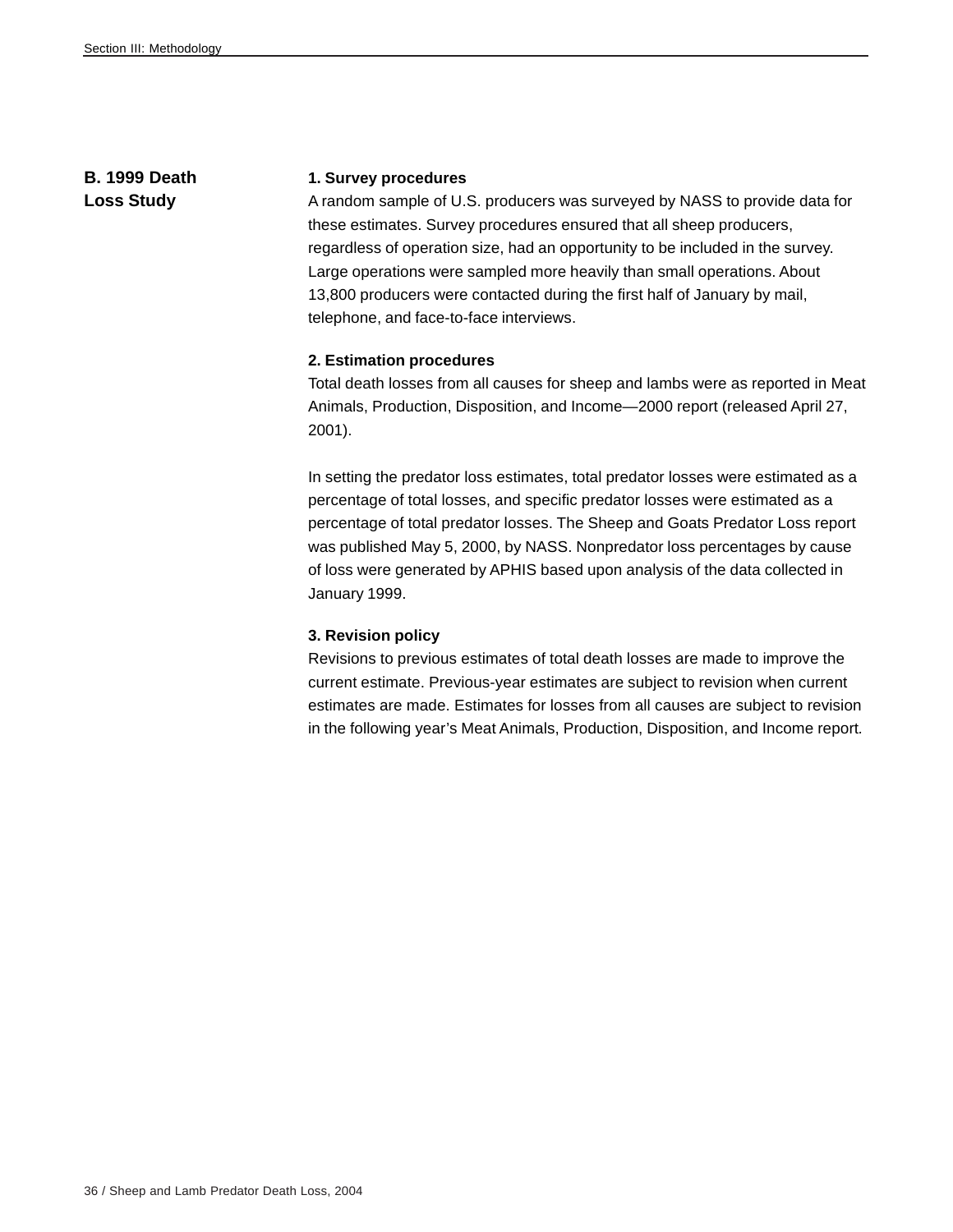## B. 1999 Death Loss Study

### 1. Survey procedures

A random sample of U.S. producers was surveyed by NASS to provide data for these estimates. Survey procedures ensured that all sheep producers, regardless of operation size, had an opportunity to be included in the survey. Large operations were sampled more heavily than small operations. About 13,800 producers were contacted during the first half of January by mail, telephone, and face-to-face interviews.

### 2. Estimation procedures

Total death losses from all causes for sheep and lambs were as reported in Meat Animals, Production, Disposition, and Income—2000 report (released April 27, 2001).

In setting the predator loss estimates, total predator losses were estimated as a percentage of total losses, and specific predator losses were estimated as a percentage of total predator losses. The Sheep and Goats Predator Loss report was published May 5, 2000, by NASS. Nonpredator loss percentages by cause of loss were generated by APHIS based upon analysis of the data collected in January 1999.

### 3. Revision policy

Revisions to previous estimates of total death losses are made to improve the current estimate. Previous-year estimates are subject to revision when current estimates are made. Estimates for losses from all causes are subject to revision in the following year's Meat Animals, Production, Disposition, and Income report.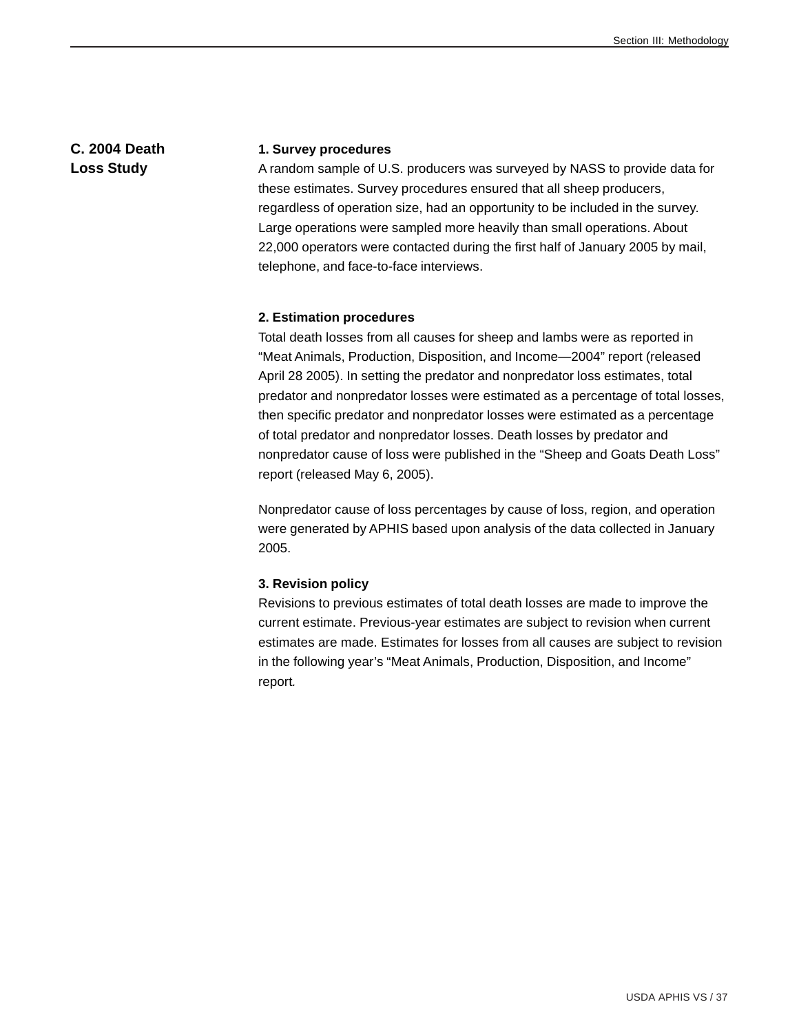## C. 2004 Death Loss Study

### 1. Survey procedures

A random sample of U.S. producers was surveyed by NASS to provide data for these estimates. Survey procedures ensured that all sheep producers, regardless of operation size, had an opportunity to be included in the survey. Large operations were sampled more heavily than small operations. About 22,000 operators were contacted during the first half of January 2005 by mail, telephone, and face-to-face interviews.

### 2. Estimation procedures

Total death losses from all causes for sheep and lambs were as reported in "Meat Animals, Production, Disposition, and Income—2004" report (released April 28 2005). In setting the predator and nonpredator loss estimates, total predator and nonpredator losses were estimated as a percentage of total losses, then specific predator and nonpredator losses were estimated as a percentage of total predator and nonpredator losses. Death losses by predator and nonpredator cause of loss were published in the "Sheep and Goats Death Loss" report (released May 6, 2005).

Nonpredator cause of loss percentages by cause of loss, region, and operation were generated by APHIS based upon analysis of the data collected in January 2005.

### 3. Revision policy

Revisions to previous estimates of total death losses are made to improve the current estimate. Previous-year estimates are subject to revision when current estimates are made. Estimates for losses from all causes are subject to revision in the following year's "Meat Animals, Production, Disposition, and Income" report.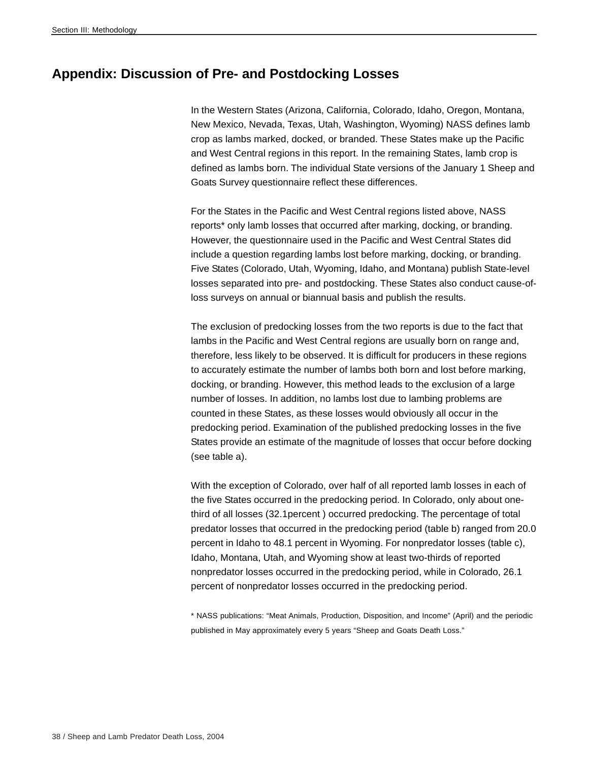## Appendix: Discussion of Pre- and Postdocking Losses

In the Western States (Arizona, California, Colorado, Idaho, Oregon, Montana, New Mexico, Nevada, Texas, Utah, Washington, Wyoming) NASS defines lamb crop as lambs marked, docked, or branded. These States make up the Pacific and West Central regions in this report. In the remaining States, lamb crop is defined as lambs born. The individual State versions of the January 1 Sheep and Goats Survey questionnaire reflect these differences.

For the States in the Pacific and West Central regions listed above, NASS reports* only lamb losses that occurred after marking, docking, or branding. However, the questionnaire used in the Pacific and West Central States did include a question regarding lambs lost before marking, docking, or branding. Five States (Colorado, Utah, Wyoming, Idaho, and Montana) publish State-level losses separated into pre- and postdocking. These States also conduct cause-of-loss surveys on annual or biannual basis and publish the results.

The exclusion of predocking losses from the two reports is due to the fact that lambs in the Pacific and West Central regions are usually born on range and, therefore, less likely to be observed. It is difficult for producers in these regions to accurately estimate the number of lambs both born and lost before marking, docking, or branding. However, this method leads to the exclusion of a large number of losses. In addition, no lambs lost due to lambing problems are counted in these States, as these losses would obviously all occur in the predocking period. Examination of the published predocking losses in the five States provide an estimate of the magnitude of losses that occur before docking (see table a).

With the exception of Colorado, over half of all reported lamb losses in each of the five States occurred in the predocking period. In Colorado, only about one-third of all losses (32.1percent ) occurred predocking. The percentage of total predator losses that occurred in the predocking period (table b) ranged from 20.0 percent in Idaho to 48.1 percent in Wyoming. For nonpredator losses (table c), Idaho, Montana, Utah, and Wyoming show at least two-thirds of reported nonpredator losses occurred in the predocking period, while in Colorado, 26.1 percent of nonpredator losses occurred in the predocking period.

* NASS publications: “Meat Animals, Production, Disposition, and Income” (April) and the periodic published in May approximately every 5 years “Sheep and Goats Death Loss.”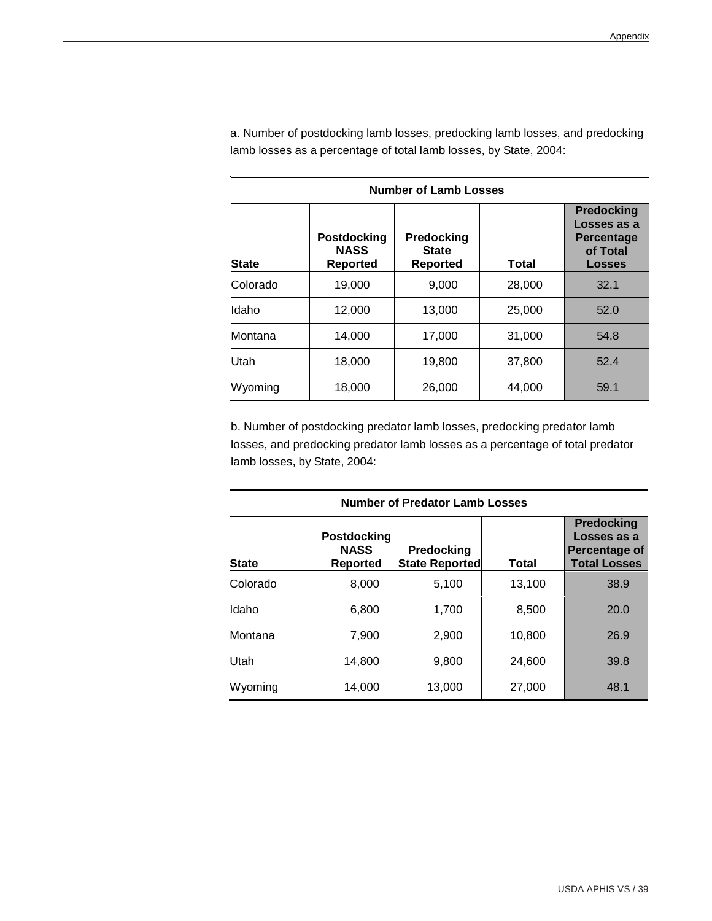a. Number of postdocking lamb losses, predocking lamb losses, and predocking lamb losses as a percentage of total lamb losses, by State, 2004:

| | Number of Lamb Losses | | | |
|---|---|---|---|---|
| **State** | **Postdocking NASS Reported** | **Predocking State Reported** | **Total** | **Predocking Losses as a Percentage of Total Losses** |
| Colorado | 19,000 | 9,000 | 28,000 | 32.1 |
| Idaho | 12,000 | 13,000 | 25,000 | 52.0 |
| Montana | 14,000 | 17,000 | 31,000 | 54.8 |
| Utah | 18,000 | 19,800 | 37,800 | 52.4 |
| Wyoming | 18,000 | 26,000 | 44,000 | 59.1 |

b. Number of postdocking predator lamb losses, predocking predator lamb losses, and predocking predator lamb losses as a percentage of total predator lamb losses, by State, 2004:

| | Number of Predator Lamb Losses | | | |
|---|---|---|---|---|
| **State** | **Postdocking NASS Reported** | **Predocking State Reported** | **Total** | **Predocking Losses as a Percentage of Total Losses** |
| Colorado | 8,000 | 5,100 | 13,100 | 38.9 |
| Idaho | 6,800 | 1,700 | 8,500 | 20.0 |
| Montana | 7,900 | 2,900 | 10,800 | 26.9 |
| Utah | 14,800 | 9,800 | 24,600 | 39.8 |
| Wyoming | 14,000 | 13,000 | 27,000 | 48.1 |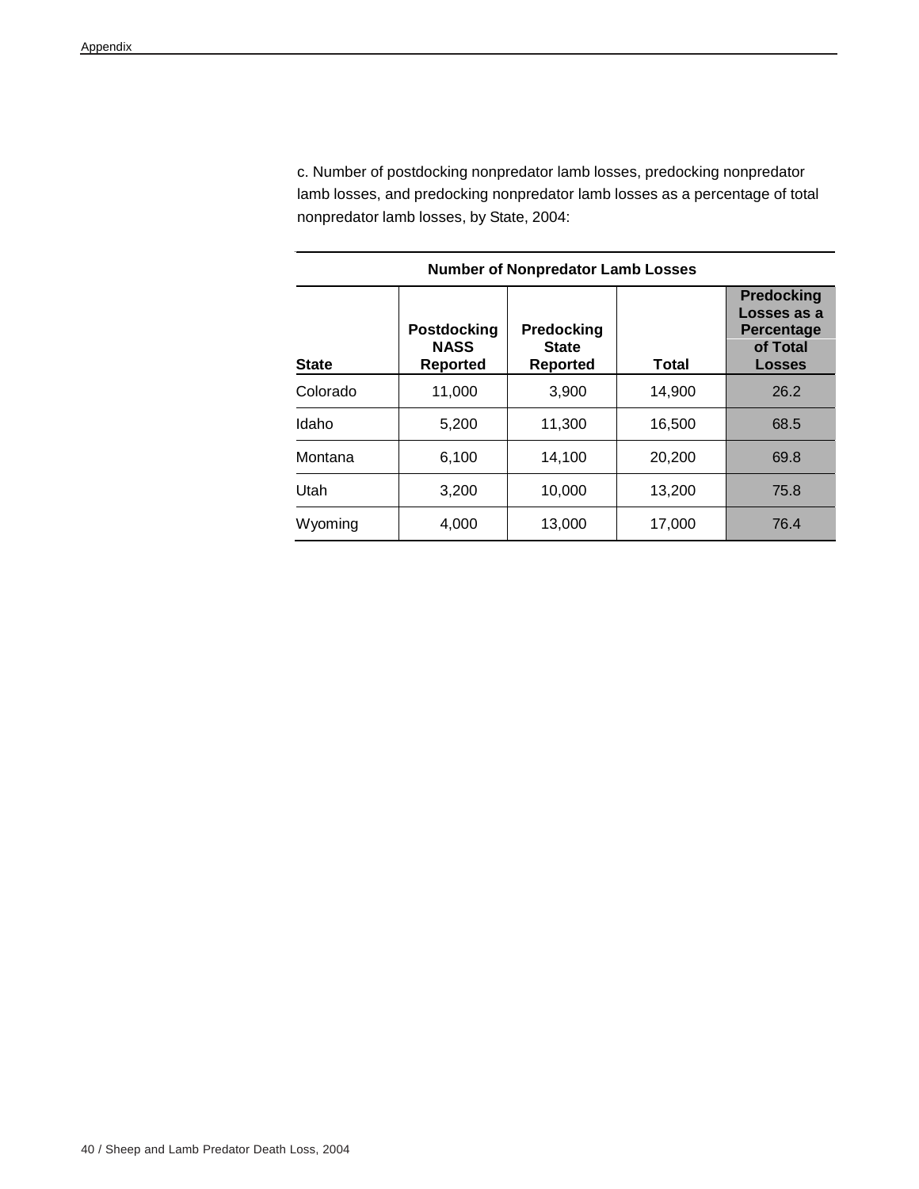c. Number of postdocking nonpredator lamb losses, predocking nonpredator lamb losses, and predocking nonpredator lamb losses as a percentage of total nonpredator lamb losses, by State, 2004:

| Number of Nonpredator Lamb Losses | | | | |
|---|---|---|---|---|
| **State** | **Postdocking NASS Reported** | **Predocking State Reported** | **Total** | **Predocking Losses as a Percentage of Total Losses** |
| Colorado | 11,000 | 3,900 | 14,900 | 26.2 |
| Idaho | 5,200 | 11,300 | 16,500 | 68.5 |
| Montana | 6,100 | 14,100 | 20,200 | 69.8 |
| Utah | 3,200 | 10,000 | 13,200 | 75.8 |
| Wyoming | 4,000 | 13,000 | 17,000 | 76.4 |